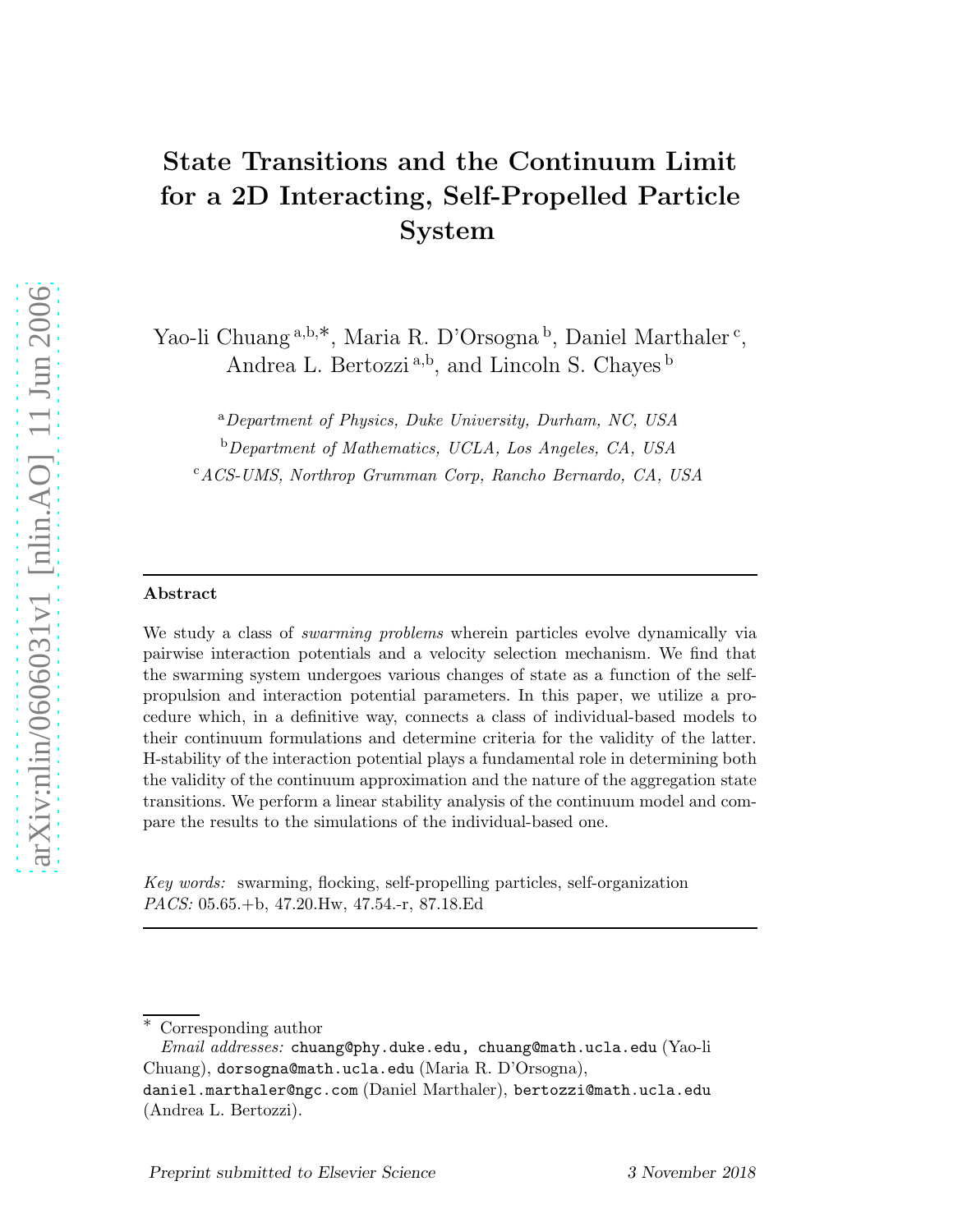# State Transitions and the Continuum Limit for a 2D Interacting, Self-Propelled Particle System

Yao-li Chuang [a,b,*], Maria R. D'Orsogna [b], Daniel Marthaler [c], Andrea L. Bertozzi [a,b], and Lincoln S. Chayes [b]

[a] *Department of Physics, Duke University, Durham, NC, USA*

[b] *Department of Mathematics, UCLA, Los Angeles, CA, USA*

[c] *ACS-UMS, Northrop Grumman Corp, Rancho Bernardo, CA, USA*

---

## Abstract

We study a class of *swarming problems* wherein particles evolve dynamically via pairwise interaction potentials and a velocity selection mechanism. We find that the swarming system undergoes various changes of state as a function of the self-propulsion and interaction potential parameters. In this paper, we utilize a procedure which, in a definitive way, connects a class of individual-based models to their continuum formulations and determine criteria for the validity of the latter. H-stability of the interaction potential plays a fundamental role in determining both the validity of the continuum approximation and the nature of the aggregation state transitions. We perform a linear stability analysis of the continuum model and compare the results to the simulations of the individual-based one.

*Key words:* swarming, flocking, self-propelling particles, self-organization
*PACS:* 05.65.+b, 47.20.Hw, 47.54.-r, 87.18.Ed

---

[*] Corresponding author

*Email addresses:* chuang@phy.duke.edu, chuang@math.ucla.edu (Yao-li Chuang), dorsogna@math.ucla.edu (Maria R. D'Orsogna), daniel.marthaler@ngc.com (Daniel Marthaler), bertozzi@math.ucla.edu (Andrea L. Bertozzi).

Preprint submitted to Elsevier Science — 3 November 2018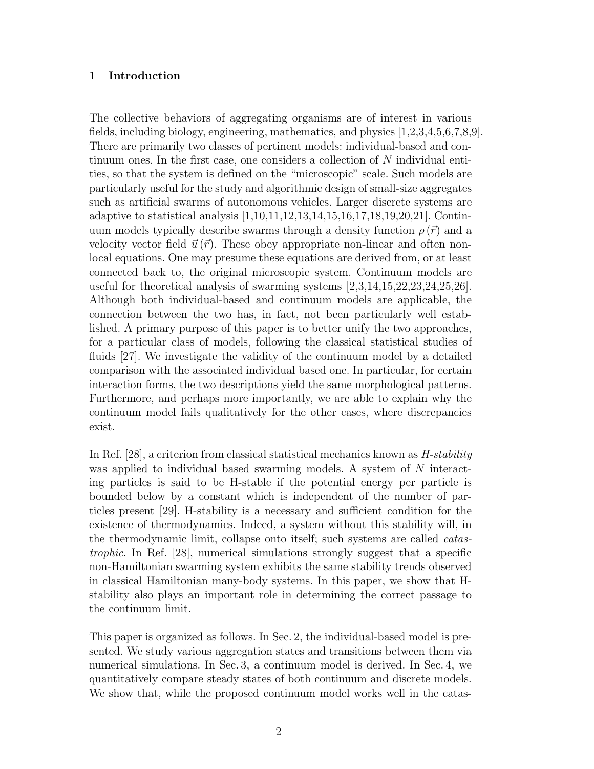## 1 Introduction

The collective behaviors of aggregating organisms are of interest in various fields, including biology, engineering, mathematics, and physics [1,2,3,4,5,6,7,8,9]. There are primarily two classes of pertinent models: individual-based and continuum ones. In the first case, one considers a collection of $N$ individual entities, so that the system is defined on the "microscopic" scale. Such models are particularly useful for the study and algorithmic design of small-size aggregates such as artificial swarms of autonomous vehicles. Larger discrete systems are adaptive to statistical analysis [1,10,11,12,13,14,15,16,17,18,19,20,21]. Continuum models typically describe swarms through a density function $\rho(\vec{r})$ and a velocity vector field $\vec{u}(\vec{r})$. These obey appropriate non-linear and often non-local equations. One may presume these equations are derived from, or at least connected back to, the original microscopic system. Continuum models are useful for theoretical analysis of swarming systems [2,3,14,15,22,23,24,25,26]. Although both individual-based and continuum models are applicable, the connection between the two has, in fact, not been particularly well established. A primary purpose of this paper is to better unify the two approaches, for a particular class of models, following the classical statistical studies of fluids [27]. We investigate the validity of the continuum model by a detailed comparison with the associated individual based one. In particular, for certain interaction forms, the two descriptions yield the same morphological patterns. Furthermore, and perhaps more importantly, we are able to explain why the continuum model fails qualitatively for the other cases, where discrepancies exist.

In Ref. [28], a criterion from classical statistical mechanics known as *H-stability* was applied to individual based swarming models. A system of $N$ interacting particles is said to be H-stable if the potential energy per particle is bounded below by a constant which is independent of the number of particles present [29]. H-stability is a necessary and sufficient condition for the existence of thermodynamics. Indeed, a system without this stability will, in the thermodynamic limit, collapse onto itself; such systems are called *catastrophic*. In Ref. [28], numerical simulations strongly suggest that a specific non-Hamiltonian swarming system exhibits the same stability trends observed in classical Hamiltonian many-body systems. In this paper, we show that H-stability also plays an important role in determining the correct passage to the continuum limit.

This paper is organized as follows. In Sec. 2, the individual-based model is presented. We study various aggregation states and transitions between them via numerical simulations. In Sec. 3, a continuum model is derived. In Sec. 4, we quantitatively compare steady states of both continuum and discrete models. We show that, while the proposed continuum model works well in the catas-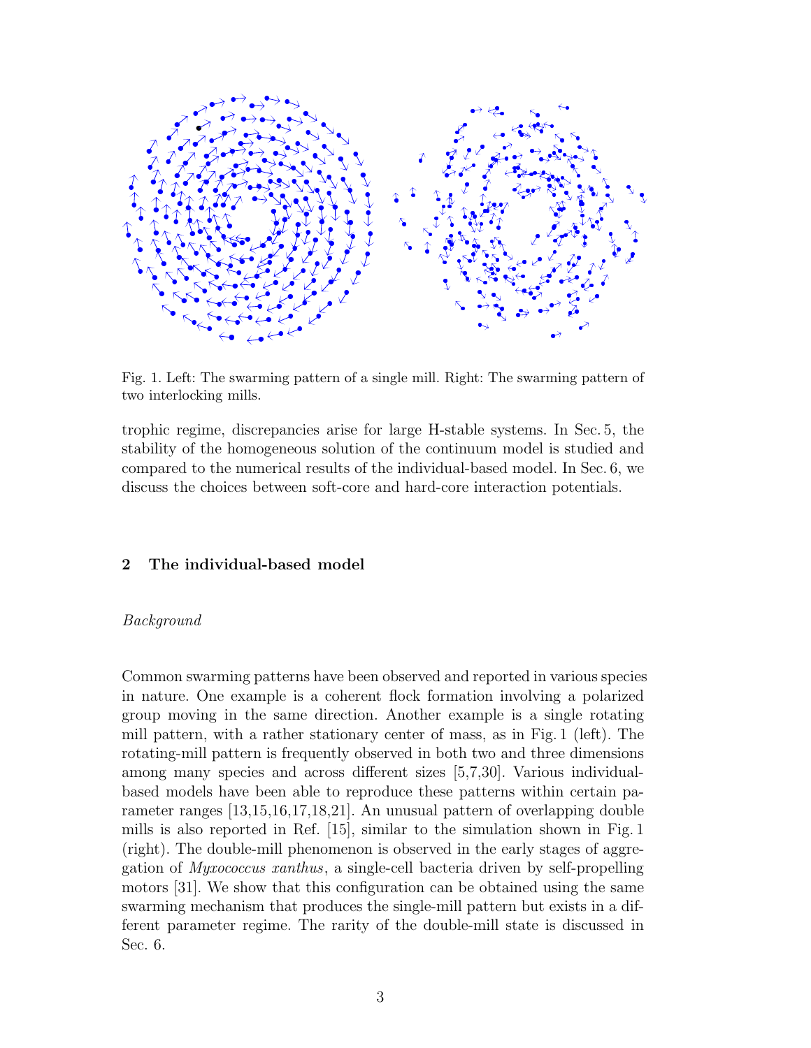Fig. 1. Left: The swarming pattern of a single mill. Right: The swarming pattern of two interlocking mills.

trophic regime, discrepancies arise for large H-stable systems. In Sec. 5, the stability of the homogeneous solution of the continuum model is studied and compared to the numerical results of the individual-based model. In Sec. 6, we discuss the choices between soft-core and hard-core interaction potentials.

## 2 The individual-based model

### *Background*

Common swarming patterns have been observed and reported in various species in nature. One example is a coherent flock formation involving a polarized group moving in the same direction. Another example is a single rotating mill pattern, with a rather stationary center of mass, as in Fig. 1 (left). The rotating-mill pattern is frequently observed in both two and three dimensions among many species and across different sizes [5,7,30]. Various individual-based models have been able to reproduce these patterns within certain parameter ranges [13,15,16,17,18,21]. An unusual pattern of overlapping double mills is also reported in Ref. [15], similar to the simulation shown in Fig. 1 (right). The double-mill phenomenon is observed in the early stages of aggregation of *Myxococcus xanthus*, a single-cell bacteria driven by self-propelling motors [31]. We show that this configuration can be obtained using the same swarming mechanism that produces the single-mill pattern but exists in a different parameter regime. The rarity of the double-mill state is discussed in Sec. 6.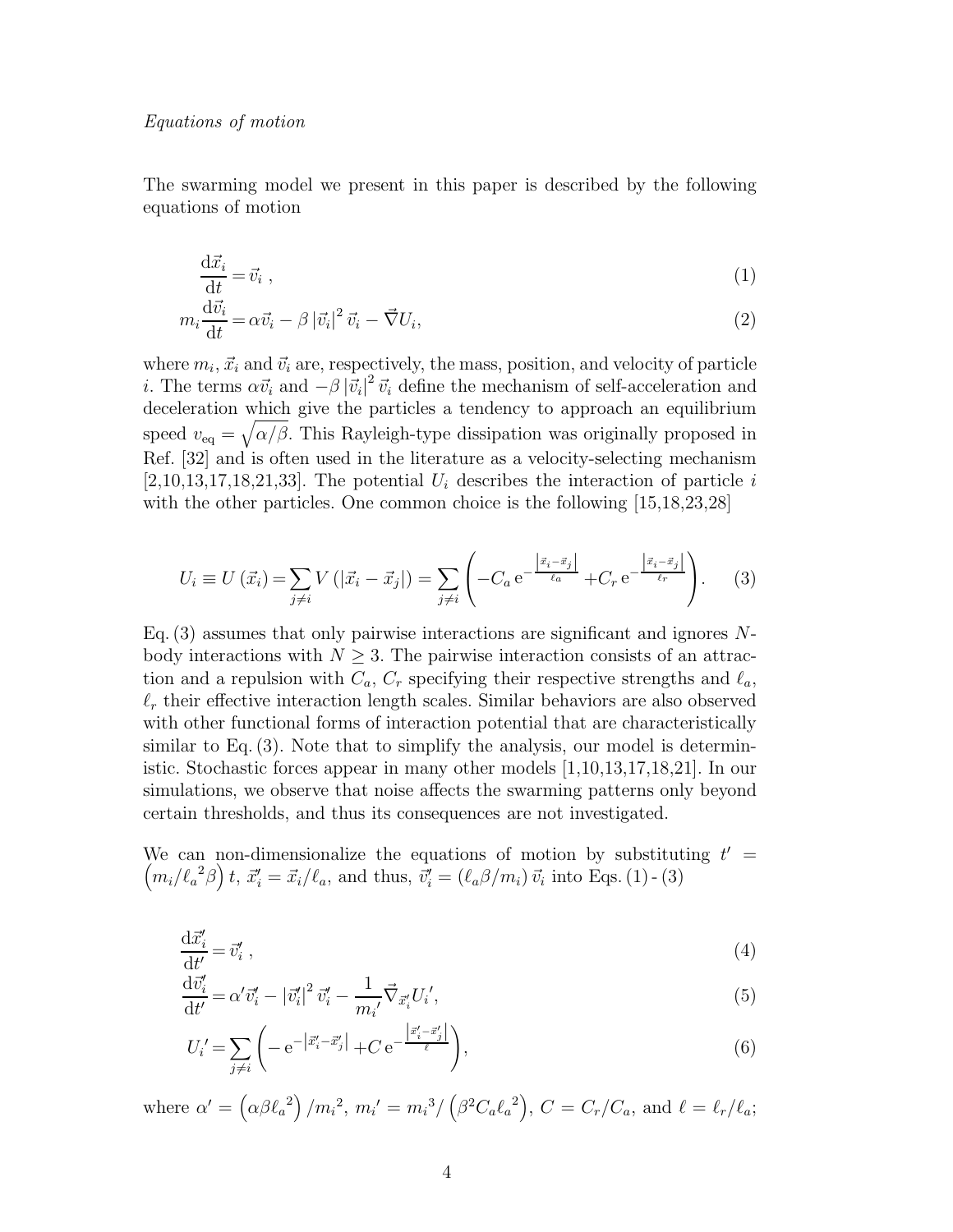*Equations of motion*

The swarming model we present in this paper is described by the following equations of motion

$$\frac{\mathrm{d}\vec{x}_i}{\mathrm{d}t} = \vec{v}_i \ , \tag{1}$$

$$m_i \frac{\mathrm{d}\vec{v}_i}{\mathrm{d}t} = \alpha \vec{v}_i - \beta \left|\vec{v}_i\right|^2 \vec{v}_i - \vec{\nabla} U_i, \tag{2}$$

where $m_i$, $\vec{x}_i$ and $\vec{v}_i$ are, respectively, the mass, position, and velocity of particle $i$. The terms $\alpha \vec{v}_i$ and $-\beta \left|\vec{v}_i\right|^2 \vec{v}_i$ define the mechanism of self-acceleration and deceleration which give the particles a tendency to approach an equilibrium speed $v_{\mathrm{eq}} = \sqrt{\alpha/\beta}$. This Rayleigh-type dissipation was originally proposed in Ref. [32] and is often used in the literature as a velocity-selecting mechanism [2,10,13,17,18,21,33]. The potential $U_i$ describes the interaction of particle $i$ with the other particles. One common choice is the following [15,18,23,28]

$$U_i \equiv U\left(\vec{x}_i\right) = \sum_{j \neq i} V\left(\left|\vec{x}_i - \vec{x}_j\right|\right) = \sum_{j \neq i} \left( -C_a \, \mathrm{e}^{-\frac{\left|\vec{x}_i - \vec{x}_j\right|}{\ell_a}} + C_r \, \mathrm{e}^{-\frac{\left|\vec{x}_i - \vec{x}_j\right|}{\ell_r}} \right). \tag{3}$$

Eq. (3) assumes that only pairwise interactions are significant and ignores $N$-body interactions with $N \geq 3$. The pairwise interaction consists of an attraction and a repulsion with $C_a$, $C_r$ specifying their respective strengths and $\ell_a$, $\ell_r$ their effective interaction length scales. Similar behaviors are also observed with other functional forms of interaction potential that are characteristically similar to Eq. (3). Note that to simplify the analysis, our model is deterministic. Stochastic forces appear in many other models [1,10,13,17,18,21]. In our simulations, we observe that noise affects the swarming patterns only beyond certain thresholds, and thus its consequences are not investigated.

We can non-dimensionalize the equations of motion by substituting $t' = \left(m_i/{\ell_a}^2\beta\right) t$, $\vec{x}_i' = \vec{x}_i/\ell_a$, and thus, $\vec{v}_i' = \left(\ell_a\beta/m_i\right)\vec{v}_i$ into Eqs. (1) - (3)

$$\frac{\mathrm{d}\vec{x}_i'}{\mathrm{d}t'} = \vec{v}_i' \ , \tag{4}$$

$$\frac{\mathrm{d}\vec{v}_i'}{\mathrm{d}t'} = \alpha' \vec{v}_i' - \left|\vec{v}_i'\right|^2 \vec{v}_i' - \frac{1}{{m_i}'} \vec{\nabla}_{\vec{x}_i'} {U_i}', \tag{5}$$

$${U_i}' = \sum_{j \neq i} \left( -\,\mathrm{e}^{-\left|\vec{x}_i' - \vec{x}_j'\right|} + C \, \mathrm{e}^{-\frac{\left|\vec{x}_i' - \vec{x}_j'\right|}{\ell}} \right), \tag{6}$$

where $\alpha' = \left(\alpha\beta{\ell_a}^2\right)/{m_i}^2$, ${m_i}' = {m_i}^3/\left(\beta^2 C_a {\ell_a}^2\right)$, $C = C_r/C_a$, and $\ell = \ell_r/\ell_a$;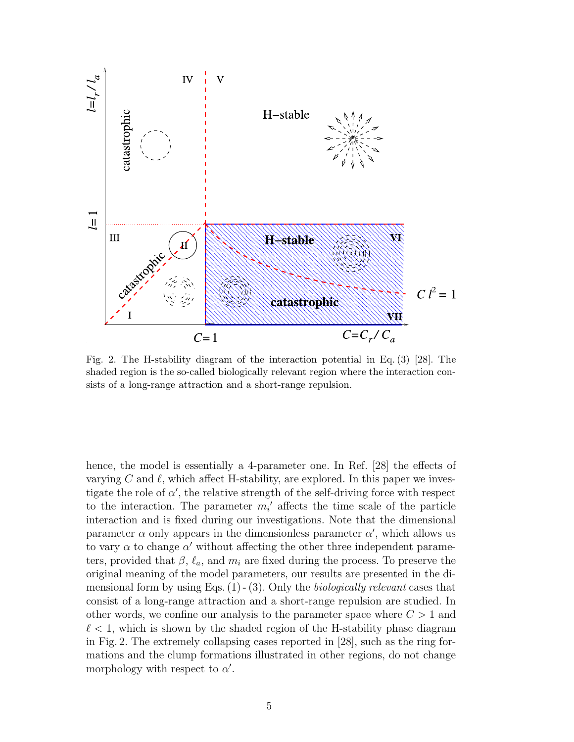Fig. 2. The H-stability diagram of the interaction potential in Eq. (3) [28]. The shaded region is the so-called biologically relevant region where the interaction consists of a long-range attraction and a short-range repulsion.

hence, the model is essentially a 4-parameter one. In Ref. [28] the effects of varying $C$ and $\ell$, which affect H-stability, are explored. In this paper we investigate the role of $\alpha'$, the relative strength of the self-driving force with respect to the interaction. The parameter $m_i'$ affects the time scale of the particle interaction and is fixed during our investigations. Note that the dimensional parameter $\alpha$ only appears in the dimensionless parameter $\alpha'$, which allows us to vary $\alpha$ to change $\alpha'$ without affecting the other three independent parameters, provided that $\beta$, $\ell_a$, and $m_i$ are fixed during the process. To preserve the original meaning of the model parameters, our results are presented in the dimensional form by using Eqs. (1) - (3). Only the *biologically relevant* cases that consist of a long-range attraction and a short-range repulsion are studied. In other words, we confine our analysis to the parameter space where $C > 1$ and $\ell < 1$, which is shown by the shaded region of the H-stability phase diagram in Fig. 2. The extremely collapsing cases reported in [28], such as the ring formations and the clump formations illustrated in other regions, do not change morphology with respect to $\alpha'$.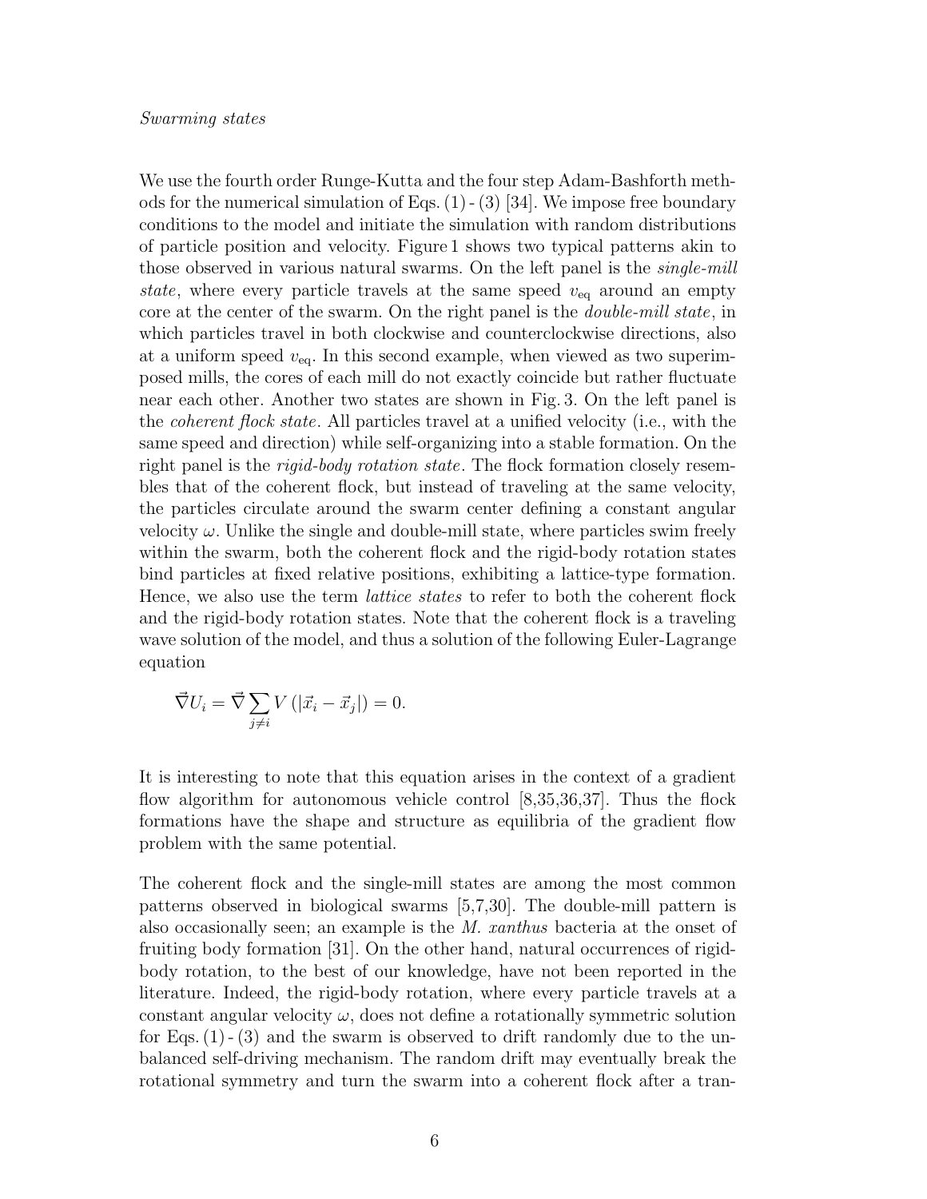*Swarming states*

We use the fourth order Runge-Kutta and the four step Adam-Bashforth methods for the numerical simulation of Eqs. (1) - (3) [34]. We impose free boundary conditions to the model and initiate the simulation with random distributions of particle position and velocity. Figure 1 shows two typical patterns akin to those observed in various natural swarms. On the left panel is the *single-mill state*, where every particle travels at the same speed $v_{\mathrm{eq}}$ around an empty core at the center of the swarm. On the right panel is the *double-mill state*, in which particles travel in both clockwise and counterclockwise directions, also at a uniform speed $v_{\mathrm{eq}}$. In this second example, when viewed as two superimposed mills, the cores of each mill do not exactly coincide but rather fluctuate near each other. Another two states are shown in Fig. 3. On the left panel is the *coherent flock state*. All particles travel at a unified velocity (i.e., with the same speed and direction) while self-organizing into a stable formation. On the right panel is the *rigid-body rotation state*. The flock formation closely resembles that of the coherent flock, but instead of traveling at the same velocity, the particles circulate around the swarm center defining a constant angular velocity $\omega$. Unlike the single and double-mill state, where particles swim freely within the swarm, both the coherent flock and the rigid-body rotation states bind particles at fixed relative positions, exhibiting a lattice-type formation. Hence, we also use the term *lattice states* to refer to both the coherent flock and the rigid-body rotation states. Note that the coherent flock is a traveling wave solution of the model, and thus a solution of the following Euler-Lagrange equation

$$\vec{\nabla} U_i = \vec{\nabla} \sum_{j \neq i} V\left(|\vec{x}_i - \vec{x}_j|\right) = 0.$$

It is interesting to note that this equation arises in the context of a gradient flow algorithm for autonomous vehicle control [8,35,36,37]. Thus the flock formations have the shape and structure as equilibria of the gradient flow problem with the same potential.

The coherent flock and the single-mill states are among the most common patterns observed in biological swarms [5,7,30]. The double-mill pattern is also occasionally seen; an example is the *M. xanthus* bacteria at the onset of fruiting body formation [31]. On the other hand, natural occurrences of rigid-body rotation, to the best of our knowledge, have not been reported in the literature. Indeed, the rigid-body rotation, where every particle travels at a constant angular velocity $\omega$, does not define a rotationally symmetric solution for Eqs. (1) - (3) and the swarm is observed to drift randomly due to the unbalanced self-driving mechanism. The random drift may eventually break the rotational symmetry and turn the swarm into a coherent flock after a tran-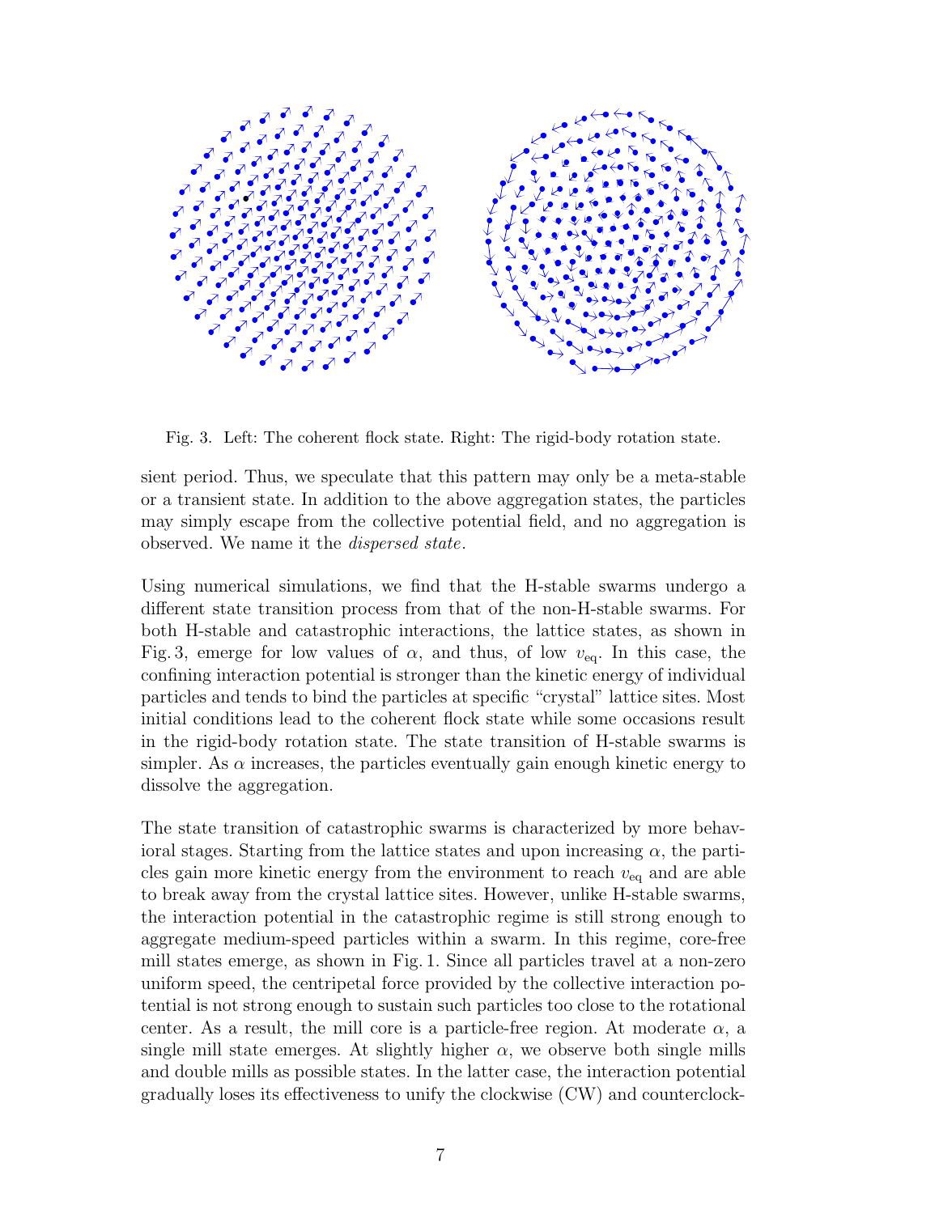Fig. 3. Left: The coherent flock state. Right: The rigid-body rotation state.

sient period. Thus, we speculate that this pattern may only be a meta-stable or a transient state. In addition to the above aggregation states, the particles may simply escape from the collective potential field, and no aggregation is observed. We name it the *dispersed state*.

Using numerical simulations, we find that the H-stable swarms undergo a different state transition process from that of the non-H-stable swarms. For both H-stable and catastrophic interactions, the lattice states, as shown in Fig. 3, emerge for low values of $\alpha$, and thus, of low $v_{\text{eq}}$. In this case, the confining interaction potential is stronger than the kinetic energy of individual particles and tends to bind the particles at specific "crystal" lattice sites. Most initial conditions lead to the coherent flock state while some occasions result in the rigid-body rotation state. The state transition of H-stable swarms is simpler. As $\alpha$ increases, the particles eventually gain enough kinetic energy to dissolve the aggregation.

The state transition of catastrophic swarms is characterized by more behavioral stages. Starting from the lattice states and upon increasing $\alpha$, the particles gain more kinetic energy from the environment to reach $v_{\text{eq}}$ and are able to break away from the crystal lattice sites. However, unlike H-stable swarms, the interaction potential in the catastrophic regime is still strong enough to aggregate medium-speed particles within a swarm. In this regime, core-free mill states emerge, as shown in Fig. 1. Since all particles travel at a non-zero uniform speed, the centripetal force provided by the collective interaction potential is not strong enough to sustain such particles too close to the rotational center. As a result, the mill core is a particle-free region. At moderate $\alpha$, a single mill state emerges. At slightly higher $\alpha$, we observe both single mills and double mills as possible states. In the latter case, the interaction potential gradually loses its effectiveness to unify the clockwise (CW) and counterclock-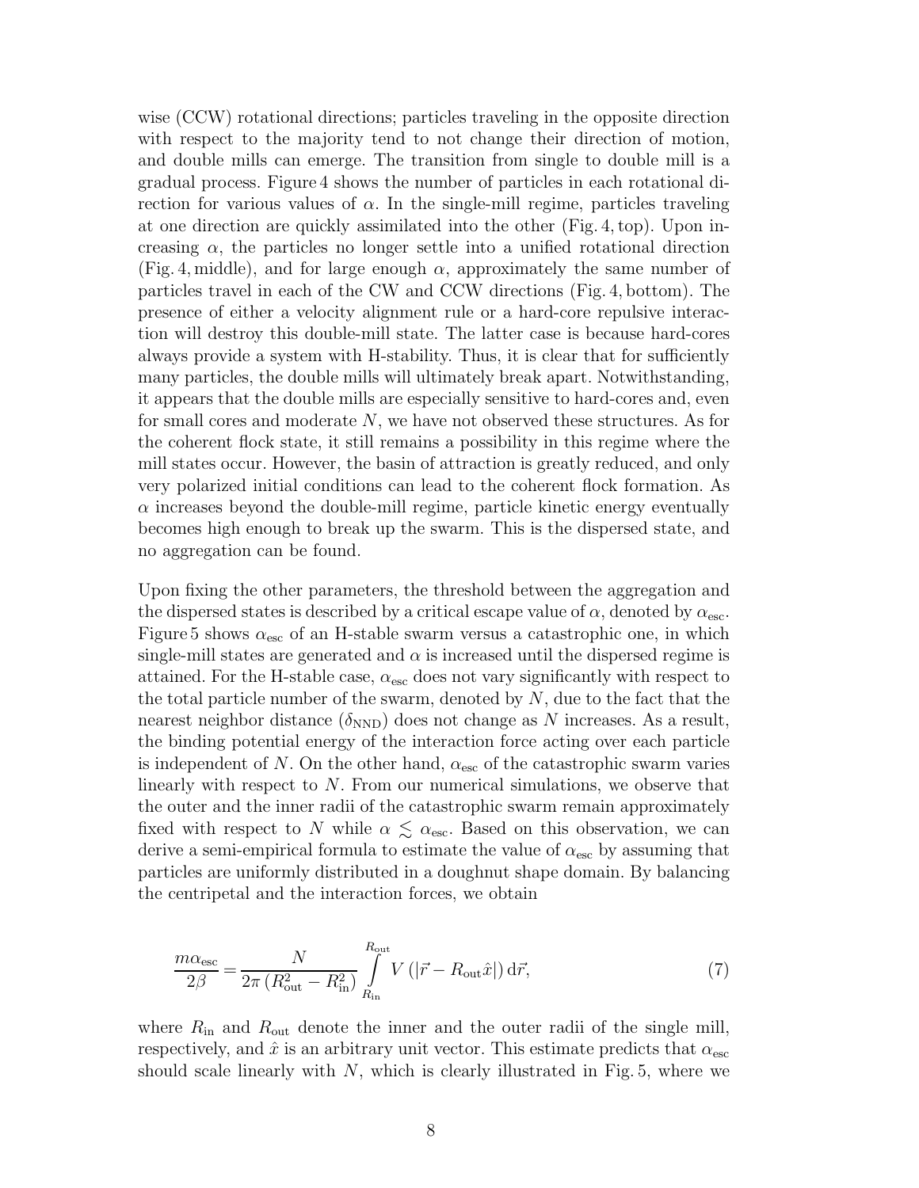wise (CCW) rotational directions; particles traveling in the opposite direction with respect to the majority tend to not change their direction of motion, and double mills can emerge. The transition from single to double mill is a gradual process. Figure 4 shows the number of particles in each rotational direction for various values of $\alpha$. In the single-mill regime, particles traveling at one direction are quickly assimilated into the other (Fig. 4, top). Upon increasing $\alpha$, the particles no longer settle into a unified rotational direction (Fig. 4, middle), and for large enough $\alpha$, approximately the same number of particles travel in each of the CW and CCW directions (Fig. 4, bottom). The presence of either a velocity alignment rule or a hard-core repulsive interaction will destroy this double-mill state. The latter case is because hard-cores always provide a system with H-stability. Thus, it is clear that for sufficiently many particles, the double mills will ultimately break apart. Notwithstanding, it appears that the double mills are especially sensitive to hard-cores and, even for small cores and moderate $N$, we have not observed these structures. As for the coherent flock state, it still remains a possibility in this regime where the mill states occur. However, the basin of attraction is greatly reduced, and only very polarized initial conditions can lead to the coherent flock formation. As $\alpha$ increases beyond the double-mill regime, particle kinetic energy eventually becomes high enough to break up the swarm. This is the dispersed state, and no aggregation can be found.

Upon fixing the other parameters, the threshold between the aggregation and the dispersed states is described by a critical escape value of $\alpha$, denoted by $\alpha_{\text{esc}}$. Figure 5 shows $\alpha_{\text{esc}}$ of an H-stable swarm versus a catastrophic one, in which single-mill states are generated and $\alpha$ is increased until the dispersed regime is attained. For the H-stable case, $\alpha_{\text{esc}}$ does not vary significantly with respect to the total particle number of the swarm, denoted by $N$, due to the fact that the nearest neighbor distance ($\delta_{\text{NND}}$) does not change as $N$ increases. As a result, the binding potential energy of the interaction force acting over each particle is independent of $N$. On the other hand, $\alpha_{\text{esc}}$ of the catastrophic swarm varies linearly with respect to $N$. From our numerical simulations, we observe that the outer and the inner radii of the catastrophic swarm remain approximately fixed with respect to $N$ while $\alpha \lesssim \alpha_{\text{esc}}$. Based on this observation, we can derive a semi-empirical formula to estimate the value of $\alpha_{\text{esc}}$ by assuming that particles are uniformly distributed in a doughnut shape domain. By balancing the centripetal and the interaction forces, we obtain

$$\frac{m\alpha_{\text{esc}}}{2\beta} = \frac{N}{2\pi\left(R_{\text{out}}^2 - R_{\text{in}}^2\right)} \int_{R_{\text{in}}}^{R_{\text{out}}} V\left(|\vec{r} - R_{\text{out}}\hat{x}|\right) \mathrm{d}\vec{r}, \tag{7}$$

where $R_{\text{in}}$ and $R_{\text{out}}$ denote the inner and the outer radii of the single mill, respectively, and $\hat{x}$ is an arbitrary unit vector. This estimate predicts that $\alpha_{\text{esc}}$ should scale linearly with $N$, which is clearly illustrated in Fig. 5, where we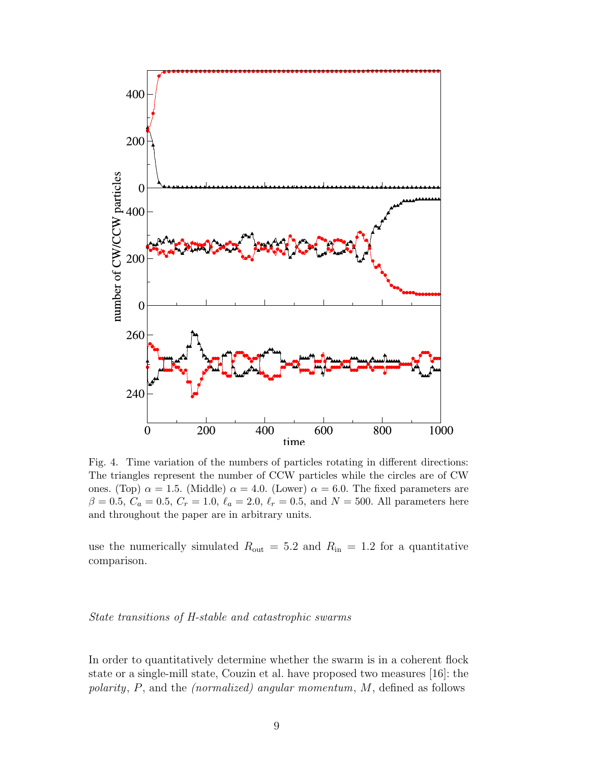Fig. 4. Time variation of the numbers of particles rotating in different directions: The triangles represent the number of CCW particles while the circles are of CW ones. (Top) $\alpha = 1.5$. (Middle) $\alpha = 4.0$. (Lower) $\alpha = 6.0$. The fixed parameters are $\beta = 0.5$, $C_a = 0.5$, $C_r = 1.0$, $\ell_a = 2.0$, $\ell_r = 0.5$, and $N = 500$. All parameters here and throughout the paper are in arbitrary units.

use the numerically simulated $R_{\rm out} = 5.2$ and $R_{\rm in} = 1.2$ for a quantitative comparison.

*State transitions of H-stable and catastrophic swarms*

In order to quantitatively determine whether the swarm is in a coherent flock state or a single-mill state, Couzin et al. have proposed two measures [16]: the *polarity*, $P$, and the *(normalized) angular momentum*, $M$, defined as follows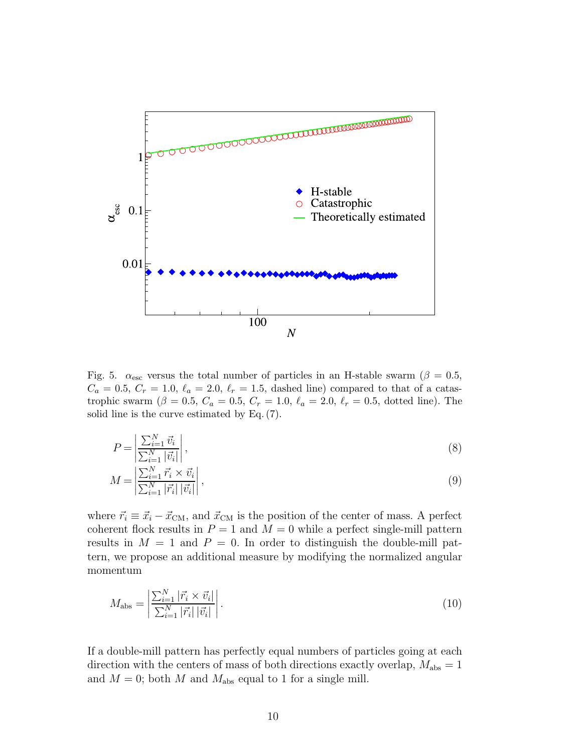Fig. 5. $\alpha_{\rm esc}$ versus the total number of particles in an H-stable swarm ($\beta = 0.5$, $C_a = 0.5$, $C_r = 1.0$, $\ell_a = 2.0$, $\ell_r = 1.5$, dashed line) compared to that of a catastrophic swarm ($\beta = 0.5$, $C_a = 0.5$, $C_r = 1.0$, $\ell_a = 2.0$, $\ell_r = 0.5$, dotted line). The solid line is the curve estimated by Eq. (7).

$$P = \left| \frac{\sum_{i=1}^{N} \vec{v}_i}{\sum_{i=1}^{N} |\vec{v}_i|} \right|, \tag{8}$$

$$M = \left| \frac{\sum_{i=1}^{N} \vec{r}_i \times \vec{v}_i}{\sum_{i=1}^{N} |\vec{r}_i|\,|\vec{v}_i|} \right|, \tag{9}$$

where $\vec{r}_i \equiv \vec{x}_i - \vec{x}_{\rm CM}$, and $\vec{x}_{\rm CM}$ is the position of the center of mass. A perfect coherent flock results in $P = 1$ and $M = 0$ while a perfect single-mill pattern results in $M = 1$ and $P = 0$. In order to distinguish the double-mill pattern, we propose an additional measure by modifying the normalized angular momentum

$$M_{\rm abs} = \left| \frac{\sum_{i=1}^{N} |\vec{r}_i \times \vec{v}_i|}{\sum_{i=1}^{N} |\vec{r}_i|\,|\vec{v}_i|} \right|. \tag{10}$$

If a double-mill pattern has perfectly equal numbers of particles going at each direction with the centers of mass of both directions exactly overlap, $M_{\rm abs} = 1$ and $M = 0$; both $M$ and $M_{\rm abs}$ equal to 1 for a single mill.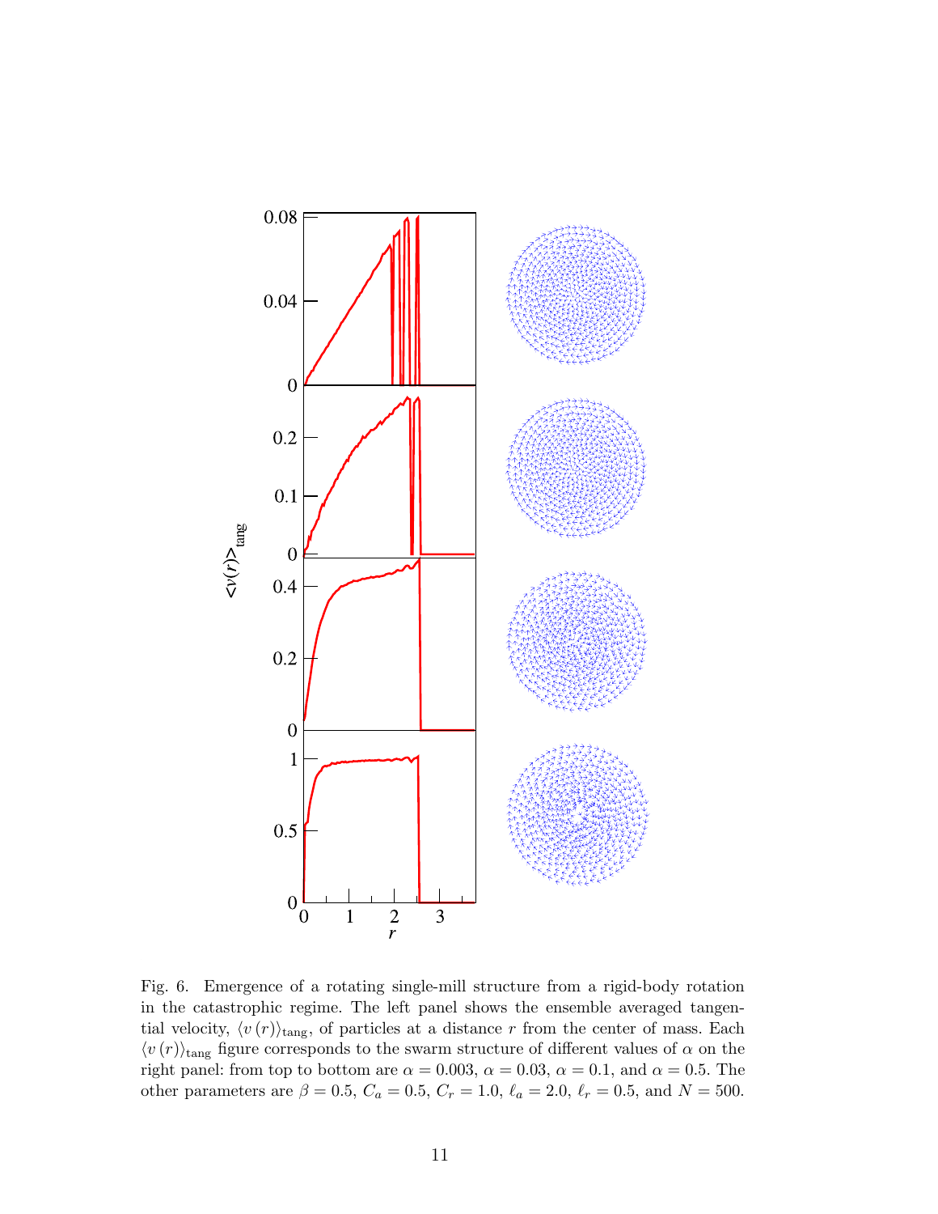Fig. 6. Emergence of a rotating single-mill structure from a rigid-body rotation in the catastrophic regime. The left panel shows the ensemble averaged tangential velocity, $\langle v(r) \rangle_{\text{tang}}$, of particles at a distance $r$ from the center of mass. Each $\langle v(r) \rangle_{\text{tang}}$ figure corresponds to the swarm structure of different values of $\alpha$ on the right panel: from top to bottom are $\alpha = 0.003$, $\alpha = 0.03$, $\alpha = 0.1$, and $\alpha = 0.5$. The other parameters are $\beta = 0.5$, $C_a = 0.5$, $C_r = 1.0$, $\ell_a = 2.0$, $\ell_r = 0.5$, and $N = 500$.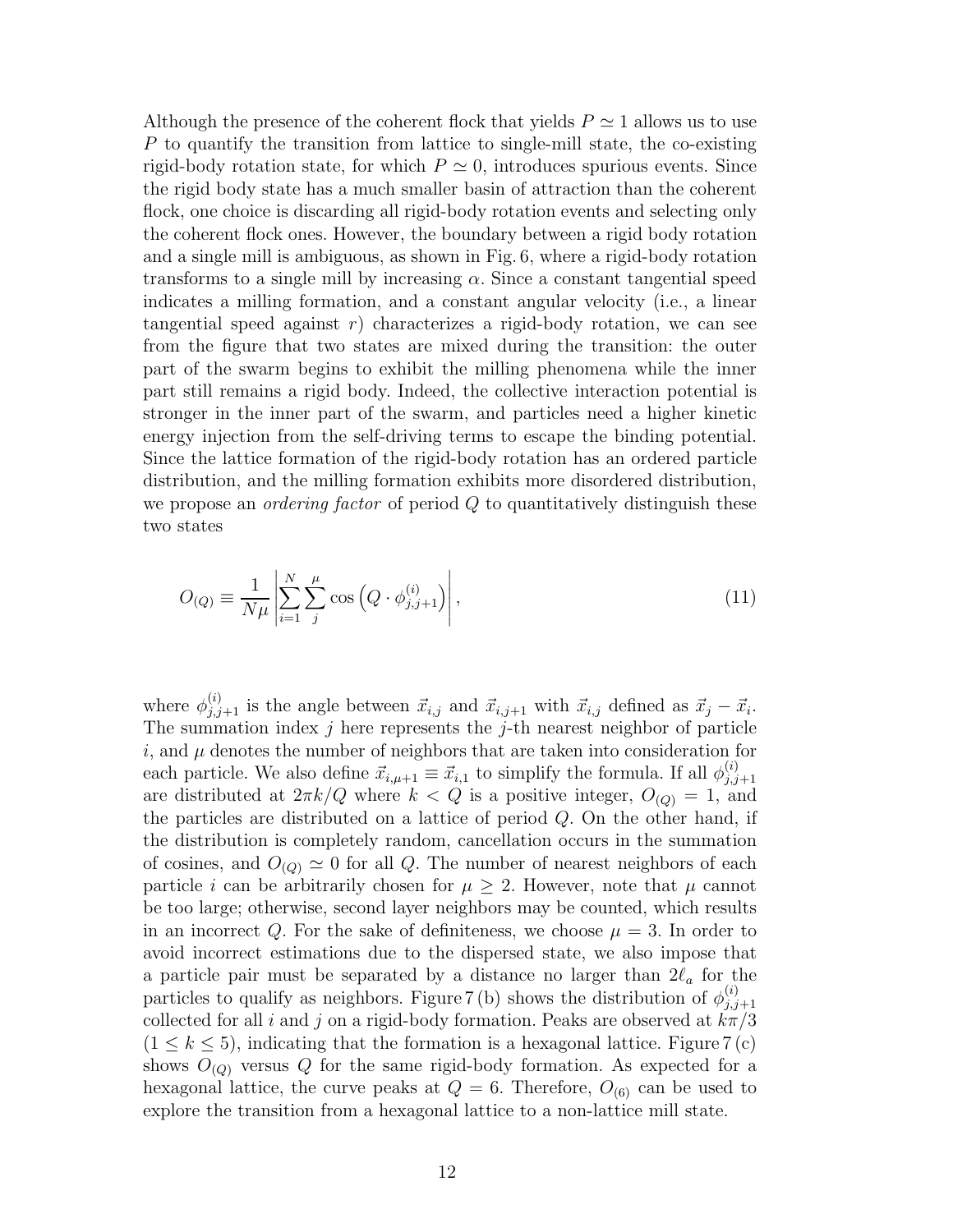Although the presence of the coherent flock that yields $P \simeq 1$ allows us to use $P$ to quantify the transition from lattice to single-mill state, the co-existing rigid-body rotation state, for which $P \simeq 0$, introduces spurious events. Since the rigid body state has a much smaller basin of attraction than the coherent flock, one choice is discarding all rigid-body rotation events and selecting only the coherent flock ones. However, the boundary between a rigid body rotation and a single mill is ambiguous, as shown in Fig. 6, where a rigid-body rotation transforms to a single mill by increasing $\alpha$. Since a constant tangential speed indicates a milling formation, and a constant angular velocity (i.e., a linear tangential speed against $r$) characterizes a rigid-body rotation, we can see from the figure that two states are mixed during the transition: the outer part of the swarm begins to exhibit the milling phenomena while the inner part still remains a rigid body. Indeed, the collective interaction potential is stronger in the inner part of the swarm, and particles need a higher kinetic energy injection from the self-driving terms to escape the binding potential. Since the lattice formation of the rigid-body rotation has an ordered particle distribution, and the milling formation exhibits more disordered distribution, we propose an *ordering factor* of period $Q$ to quantitatively distinguish these two states

$$O_{(Q)} \equiv \frac{1}{N\mu} \left| \sum_{i=1}^{N} \sum_{j}^{\mu} \cos\left(Q \cdot \phi_{j,j+1}^{(i)}\right) \right|, \tag{11}$$

where $\phi_{j,j+1}^{(i)}$ is the angle between $\vec{x}_{i,j}$ and $\vec{x}_{i,j+1}$ with $\vec{x}_{i,j}$ defined as $\vec{x}_j - \vec{x}_i$. The summation index $j$ here represents the $j$-th nearest neighbor of particle $i$, and $\mu$ denotes the number of neighbors that are taken into consideration for each particle. We also define $\vec{x}_{i,\mu+1} \equiv \vec{x}_{i,1}$ to simplify the formula. If all $\phi_{j,j+1}^{(i)}$ are distributed at $2\pi k/Q$ where $k < Q$ is a positive integer, $O_{(Q)} = 1$, and the particles are distributed on a lattice of period $Q$. On the other hand, if the distribution is completely random, cancellation occurs in the summation of cosines, and $O_{(Q)} \simeq 0$ for all $Q$. The number of nearest neighbors of each particle $i$ can be arbitrarily chosen for $\mu \geq 2$. However, note that $\mu$ cannot be too large; otherwise, second layer neighbors may be counted, which results in an incorrect $Q$. For the sake of definiteness, we choose $\mu = 3$. In order to avoid incorrect estimations due to the dispersed state, we also impose that a particle pair must be separated by a distance no larger than $2\ell_a$ for the particles to qualify as neighbors. Figure 7 (b) shows the distribution of $\phi_{j,j+1}^{(i)}$ collected for all $i$ and $j$ on a rigid-body formation. Peaks are observed at $k\pi/3$ $(1 \leq k \leq 5)$, indicating that the formation is a hexagonal lattice. Figure 7 (c) shows $O_{(Q)}$ versus $Q$ for the same rigid-body formation. As expected for a hexagonal lattice, the curve peaks at $Q = 6$. Therefore, $O_{(6)}$ can be used to explore the transition from a hexagonal lattice to a non-lattice mill state.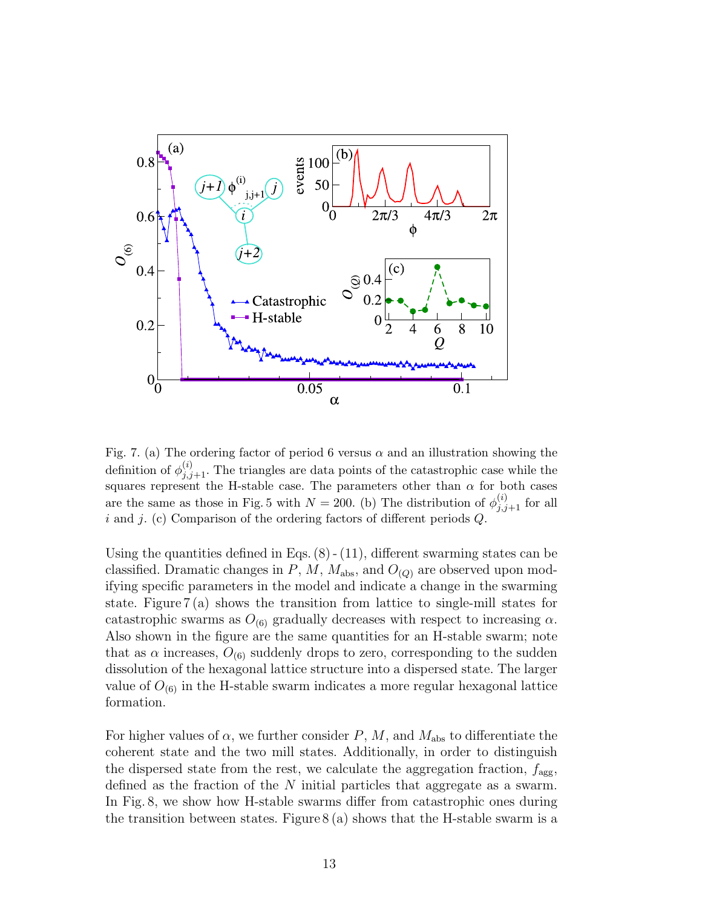Fig. 7. (a) The ordering factor of period 6 versus $\alpha$ and an illustration showing the definition of $\phi^{(i)}_{j,j+1}$. The triangles are data points of the catastrophic case while the squares represent the H-stable case. The parameters other than $\alpha$ for both cases are the same as those in Fig. 5 with $N = 200$. (b) The distribution of $\phi^{(i)}_{j,j+1}$ for all $i$ and $j$. (c) Comparison of the ordering factors of different periods $Q$.

Using the quantities defined in Eqs. (8) - (11), different swarming states can be classified. Dramatic changes in $P$, $M$, $M_{\text{abs}}$, and $O_{(Q)}$ are observed upon modifying specific parameters in the model and indicate a change in the swarming state. Figure 7 (a) shows the transition from lattice to single-mill states for catastrophic swarms as $O_{(6)}$ gradually decreases with respect to increasing $\alpha$. Also shown in the figure are the same quantities for an H-stable swarm; note that as $\alpha$ increases, $O_{(6)}$ suddenly drops to zero, corresponding to the sudden dissolution of the hexagonal lattice structure into a dispersed state. The larger value of $O_{(6)}$ in the H-stable swarm indicates a more regular hexagonal lattice formation.

For higher values of $\alpha$, we further consider $P$, $M$, and $M_{\text{abs}}$ to differentiate the coherent state and the two mill states. Additionally, in order to distinguish the dispersed state from the rest, we calculate the aggregation fraction, $f_{\text{agg}}$, defined as the fraction of the $N$ initial particles that aggregate as a swarm. In Fig. 8, we show how H-stable swarms differ from catastrophic ones during the transition between states. Figure 8 (a) shows that the H-stable swarm is a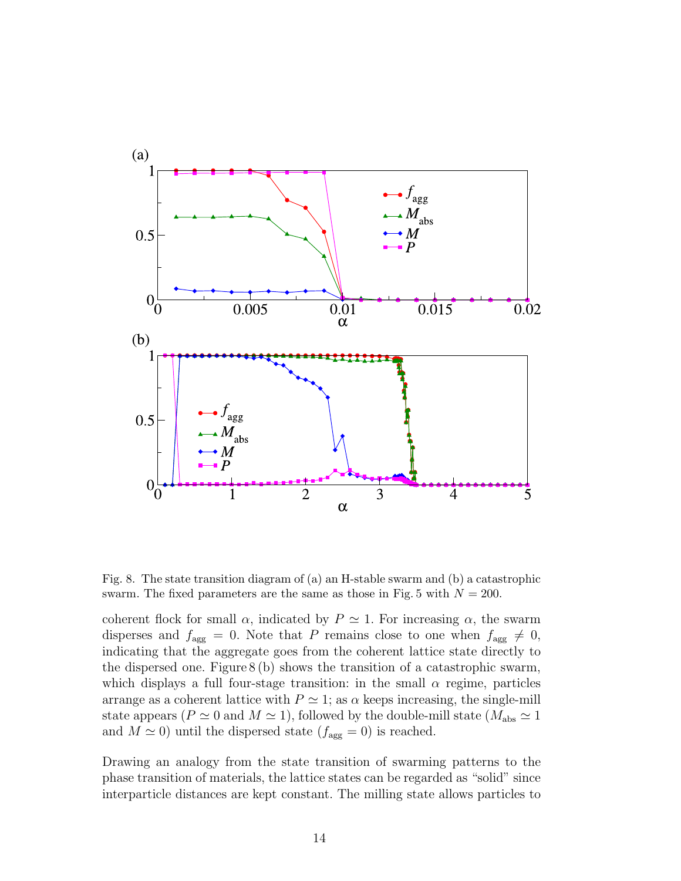Fig. 8. The state transition diagram of (a) an H-stable swarm and (b) a catastrophic swarm. The fixed parameters are the same as those in Fig. 5 with $N = 200$.

coherent flock for small $\alpha$, indicated by $P \simeq 1$. For increasing $\alpha$, the swarm disperses and $f_{\text{agg}} = 0$. Note that $P$ remains close to one when $f_{\text{agg}} \neq 0$, indicating that the aggregate goes from the coherent lattice state directly to the dispersed one. Figure 8 (b) shows the transition of a catastrophic swarm, which displays a full four-stage transition: in the small $\alpha$ regime, particles arrange as a coherent lattice with $P \simeq 1$; as $\alpha$ keeps increasing, the single-mill state appears ($P \simeq 0$ and $M \simeq 1$), followed by the double-mill state ($M_{\text{abs}} \simeq 1$ and $M \simeq 0$) until the dispersed state ($f_{\text{agg}} = 0$) is reached.

Drawing an analogy from the state transition of swarming patterns to the phase transition of materials, the lattice states can be regarded as "solid" since interparticle distances are kept constant. The milling state allows particles to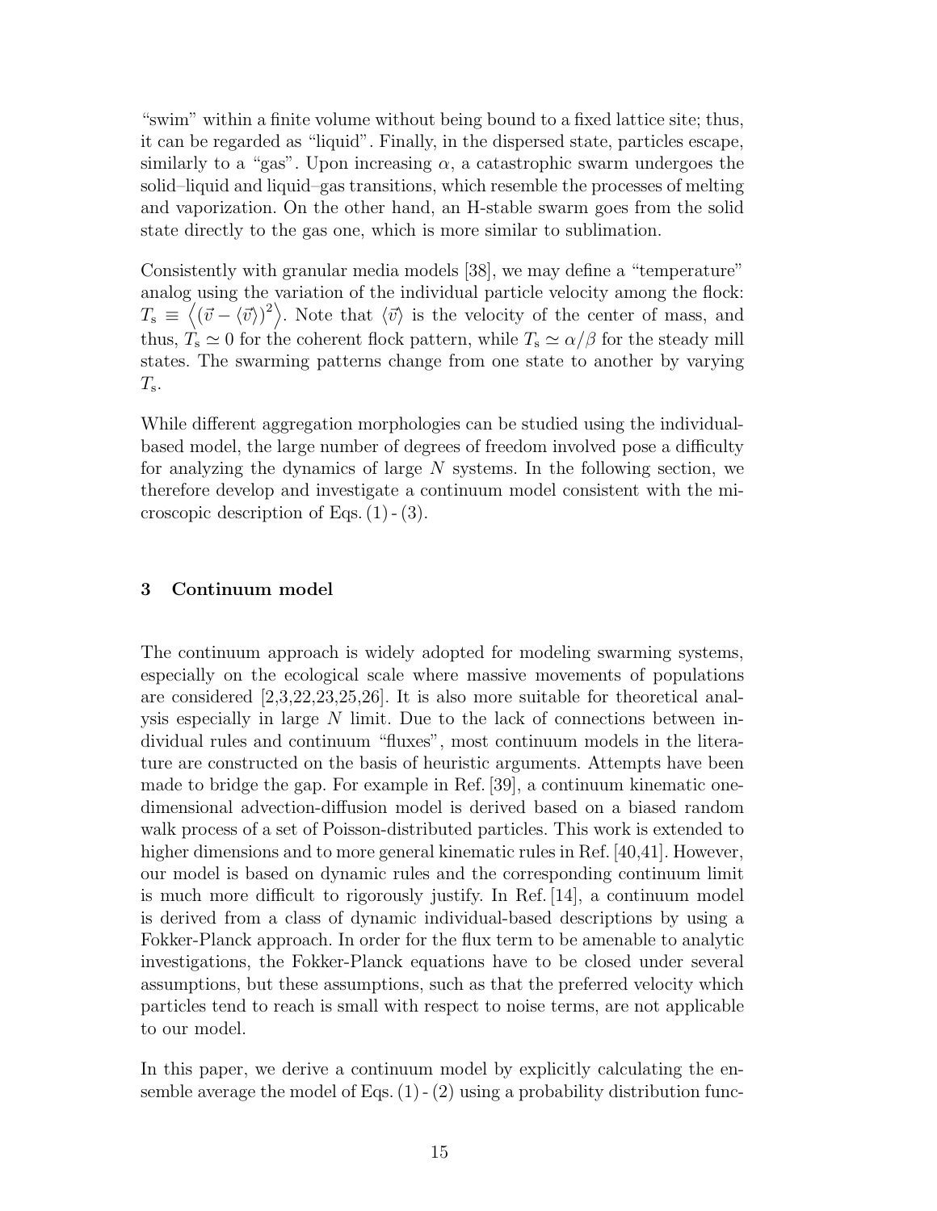"swim" within a finite volume without being bound to a fixed lattice site; thus, it can be regarded as "liquid". Finally, in the dispersed state, particles escape, similarly to a "gas". Upon increasing $\alpha$, a catastrophic swarm undergoes the solid–liquid and liquid–gas transitions, which resemble the processes of melting and vaporization. On the other hand, an H-stable swarm goes from the solid state directly to the gas one, which is more similar to sublimation.

Consistently with granular media models [38], we may define a "temperature" analog using the variation of the individual particle velocity among the flock: $T_\mathrm{s} \equiv \left\langle (\vec{v} - \langle \vec{v} \rangle)^2 \right\rangle$. Note that $\langle \vec{v} \rangle$ is the velocity of the center of mass, and thus, $T_\mathrm{s} \simeq 0$ for the coherent flock pattern, while $T_\mathrm{s} \simeq \alpha/\beta$ for the steady mill states. The swarming patterns change from one state to another by varying $T_\mathrm{s}$.

While different aggregation morphologies can be studied using the individual-based model, the large number of degrees of freedom involved pose a difficulty for analyzing the dynamics of large $N$ systems. In the following section, we therefore develop and investigate a continuum model consistent with the microscopic description of Eqs. (1) - (3).

## 3 Continuum model

The continuum approach is widely adopted for modeling swarming systems, especially on the ecological scale where massive movements of populations are considered [2,3,22,23,25,26]. It is also more suitable for theoretical analysis especially in large $N$ limit. Due to the lack of connections between individual rules and continuum "fluxes", most continuum models in the literature are constructed on the basis of heuristic arguments. Attempts have been made to bridge the gap. For example in Ref. [39], a continuum kinematic one-dimensional advection-diffusion model is derived based on a biased random walk process of a set of Poisson-distributed particles. This work is extended to higher dimensions and to more general kinematic rules in Ref. [40,41]. However, our model is based on dynamic rules and the corresponding continuum limit is much more difficult to rigorously justify. In Ref. [14], a continuum model is derived from a class of dynamic individual-based descriptions by using a Fokker-Planck approach. In order for the flux term to be amenable to analytic investigations, the Fokker-Planck equations have to be closed under several assumptions, but these assumptions, such as that the preferred velocity which particles tend to reach is small with respect to noise terms, are not applicable to our model.

In this paper, we derive a continuum model by explicitly calculating the ensemble average the model of Eqs. (1) - (2) using a probability distribution func-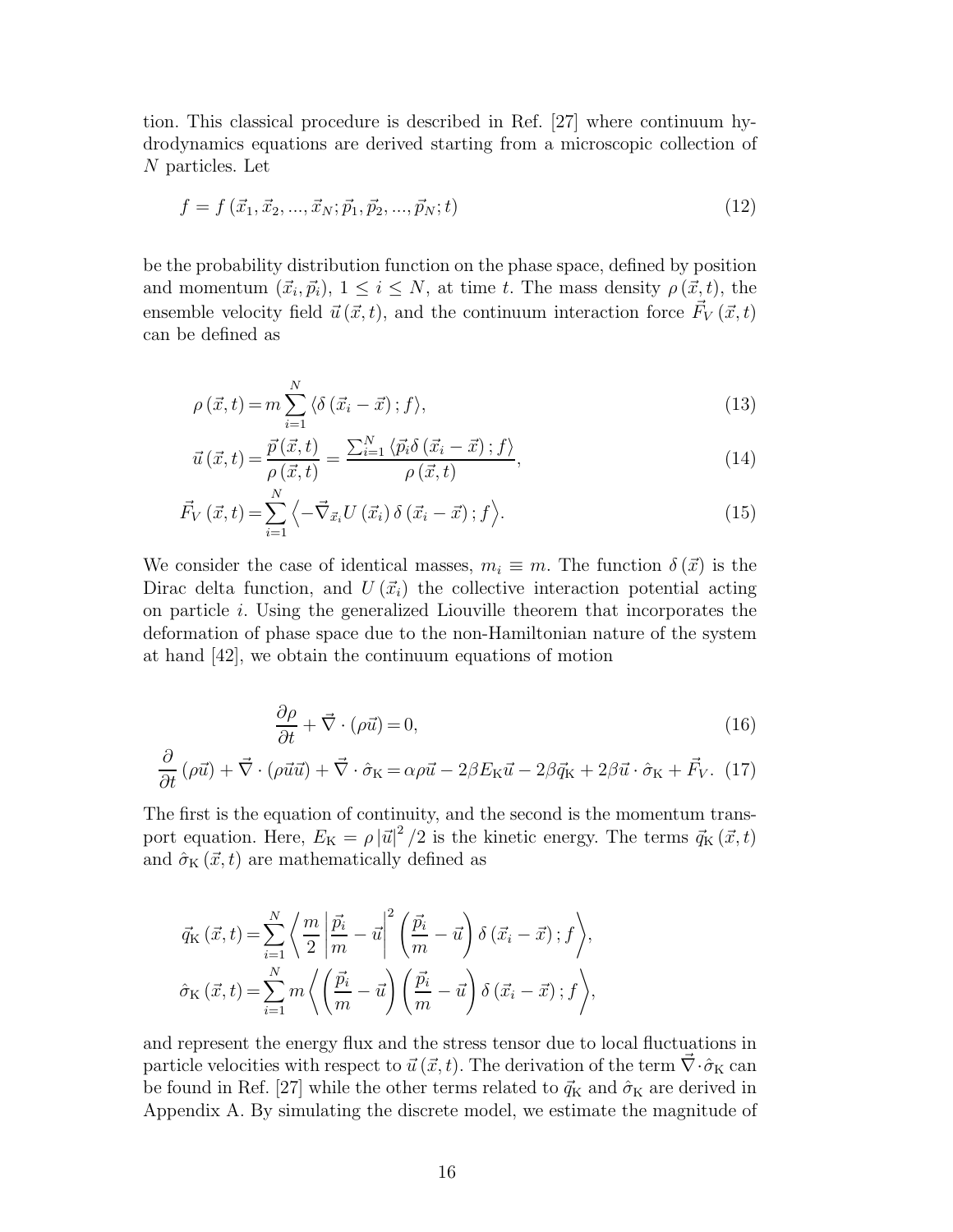tion. This classical procedure is described in Ref. [27] where continuum hydrodynamics equations are derived starting from a microscopic collection of $N$ particles. Let

$$f = f\left(\vec{x}_1, \vec{x}_2, ..., \vec{x}_N; \vec{p}_1, \vec{p}_2, ..., \vec{p}_N; t\right) \tag{12}$$

be the probability distribution function on the phase space, defined by position and momentum $(\vec{x}_i, \vec{p}_i)$, $1 \leq i \leq N$, at time $t$. The mass density $\rho\left(\vec{x}, t\right)$, the ensemble velocity field $\vec{u}\left(\vec{x}, t\right)$, and the continuum interaction force $\vec{F}_V\left(\vec{x}, t\right)$ can be defined as

$$\rho\left(\vec{x}, t\right) = m \sum_{i=1}^{N} \langle \delta\left(\vec{x}_i - \vec{x}\right); f \rangle, \tag{13}$$

$$\vec{u}\left(\vec{x}, t\right) = \frac{\vec{p}\left(\vec{x}, t\right)}{\rho\left(\vec{x}, t\right)} = \frac{\sum_{i=1}^{N} \langle \vec{p}_i \delta\left(\vec{x}_i - \vec{x}\right); f \rangle}{\rho\left(\vec{x}, t\right)}, \tag{14}$$

$$\vec{F}_V\left(\vec{x}, t\right) = \sum_{i=1}^{N} \left\langle -\vec{\nabla}_{\vec{x}_i} U\left(\vec{x}_i\right) \delta\left(\vec{x}_i - \vec{x}\right); f \right\rangle. \tag{15}$$

We consider the case of identical masses, $m_i \equiv m$. The function $\delta\left(\vec{x}\right)$ is the Dirac delta function, and $U\left(\vec{x}_i\right)$ the collective interaction potential acting on particle $i$. Using the generalized Liouville theorem that incorporates the deformation of phase space due to the non-Hamiltonian nature of the system at hand [42], we obtain the continuum equations of motion

$$\frac{\partial \rho}{\partial t} + \vec{\nabla} \cdot (\rho \vec{u}) = 0, \tag{16}$$

$$\frac{\partial}{\partial t}\left(\rho \vec{u}\right) + \vec{\nabla} \cdot \left(\rho \vec{u} \vec{u}\right) + \vec{\nabla} \cdot \hat{\sigma}_{\mathrm{K}} = \alpha \rho \vec{u} - 2\beta E_{\mathrm{K}} \vec{u} - 2\beta \vec{q}_{\mathrm{K}} + 2\beta \vec{u} \cdot \hat{\sigma}_{\mathrm{K}} + \vec{F}_V. \tag{17}$$

The first is the equation of continuity, and the second is the momentum transport equation. Here, $E_{\mathrm{K}} = \rho \left|\vec{u}\right|^2 / 2$ is the kinetic energy. The terms $\vec{q}_{\mathrm{K}}\left(\vec{x}, t\right)$ and $\hat{\sigma}_{\mathrm{K}}\left(\vec{x}, t\right)$ are mathematically defined as

$$\vec{q}_{\mathrm{K}}\left(\vec{x}, t\right) = \sum_{i=1}^{N} \left\langle \frac{m}{2} \left| \frac{\vec{p}_i}{m} - \vec{u} \right|^2 \left( \frac{\vec{p}_i}{m} - \vec{u} \right) \delta\left(\vec{x}_i - \vec{x}\right); f \right\rangle,$$

$$\hat{\sigma}_{\mathrm{K}}\left(\vec{x}, t\right) = \sum_{i=1}^{N} m \left\langle \left( \frac{\vec{p}_i}{m} - \vec{u} \right) \left( \frac{\vec{p}_i}{m} - \vec{u} \right) \delta\left(\vec{x}_i - \vec{x}\right); f \right\rangle,$$

and represent the energy flux and the stress tensor due to local fluctuations in particle velocities with respect to $\vec{u}\left(\vec{x}, t\right)$. The derivation of the term $\vec{\nabla} \cdot \hat{\sigma}_{\mathrm{K}}$ can be found in Ref. [27] while the other terms related to $\vec{q}_{\mathrm{K}}$ and $\hat{\sigma}_{\mathrm{K}}$ are derived in Appendix A. By simulating the discrete model, we estimate the magnitude of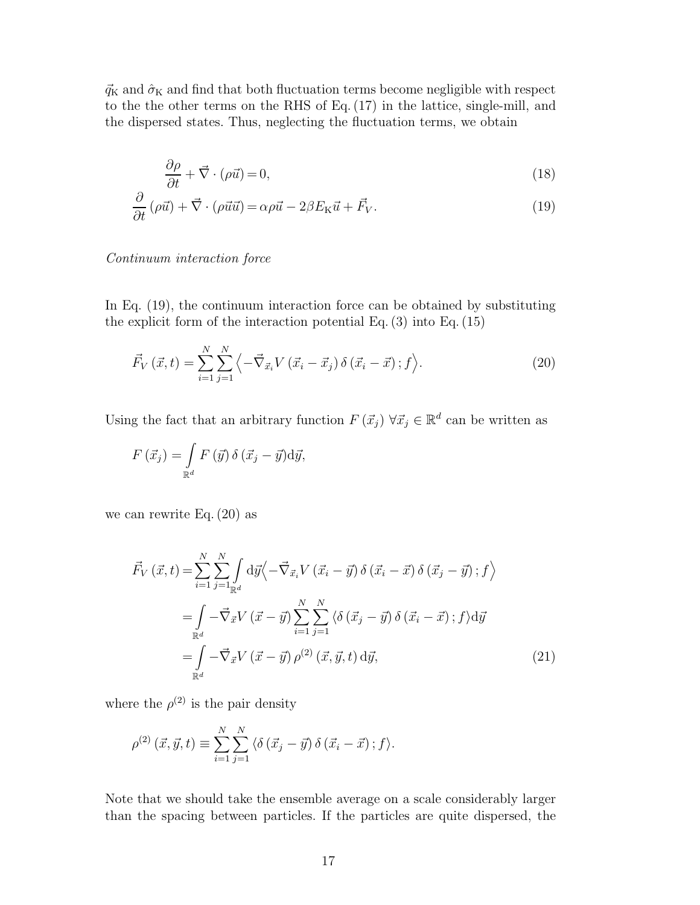$\vec{q}_{\mathrm{K}}$ and $\hat{\sigma}_{\mathrm{K}}$ and find that both fluctuation terms become negligible with respect to the the other terms on the RHS of Eq. (17) in the lattice, single-mill, and the dispersed states. Thus, neglecting the fluctuation terms, we obtain

$$\frac{\partial \rho}{\partial t} + \vec{\nabla} \cdot (\rho \vec{u}) = 0, \tag{18}$$

$$\frac{\partial}{\partial t} (\rho \vec{u}) + \vec{\nabla} \cdot (\rho \vec{u} \vec{u}) = \alpha \rho \vec{u} - 2\beta E_{\mathrm{K}} \vec{u} + \vec{F}_V. \tag{19}$$

*Continuum interaction force*

In Eq. (19), the continuum interaction force can be obtained by substituting the explicit form of the interaction potential Eq. (3) into Eq. (15)

$$\vec{F}_V (\vec{x}, t) = \sum_{i=1}^{N} \sum_{j=1}^{N} \Big\langle -\vec{\nabla}_{\vec{x}_i} V (\vec{x}_i - \vec{x}_j) \, \delta (\vec{x}_i - \vec{x}) \, ; f \Big\rangle. \tag{20}$$

Using the fact that an arbitrary function $F(\vec{x}_j)$ $\forall \vec{x}_j \in \mathbb{R}^d$ can be written as

$$F(\vec{x}_j) = \int\limits_{\mathbb{R}^d} F(\vec{y}) \, \delta (\vec{x}_j - \vec{y}) \mathrm{d}\vec{y},$$

we can rewrite Eq. (20) as

$$\begin{aligned}
\vec{F}_V (\vec{x}, t) &= \sum_{i=1}^{N} \sum_{j=1}^{N} \int\limits_{\mathbb{R}^d} \mathrm{d}\vec{y} \Big\langle -\vec{\nabla}_{\vec{x}_i} V (\vec{x}_i - \vec{y}) \, \delta (\vec{x}_i - \vec{x}) \, \delta (\vec{x}_j - \vec{y}) \, ; f \Big\rangle \\
&= \int\limits_{\mathbb{R}^d} -\vec{\nabla}_{\vec{x}} V (\vec{x} - \vec{y}) \sum_{i=1}^{N} \sum_{j=1}^{N} \langle \delta (\vec{x}_j - \vec{y}) \, \delta (\vec{x}_i - \vec{x}) \, ; f \rangle \mathrm{d}\vec{y} \\
&= \int\limits_{\mathbb{R}^d} -\vec{\nabla}_{\vec{x}} V (\vec{x} - \vec{y}) \, \rho^{(2)} (\vec{x}, \vec{y}, t) \, \mathrm{d}\vec{y},
\end{aligned} \tag{21}$$

where the $\rho^{(2)}$ is the pair density

$$\rho^{(2)} (\vec{x}, \vec{y}, t) \equiv \sum_{i=1}^{N} \sum_{j=1}^{N} \langle \delta (\vec{x}_j - \vec{y}) \, \delta (\vec{x}_i - \vec{x}) \, ; f \rangle.$$

Note that we should take the ensemble average on a scale considerably larger than the spacing between particles. If the particles are quite dispersed, the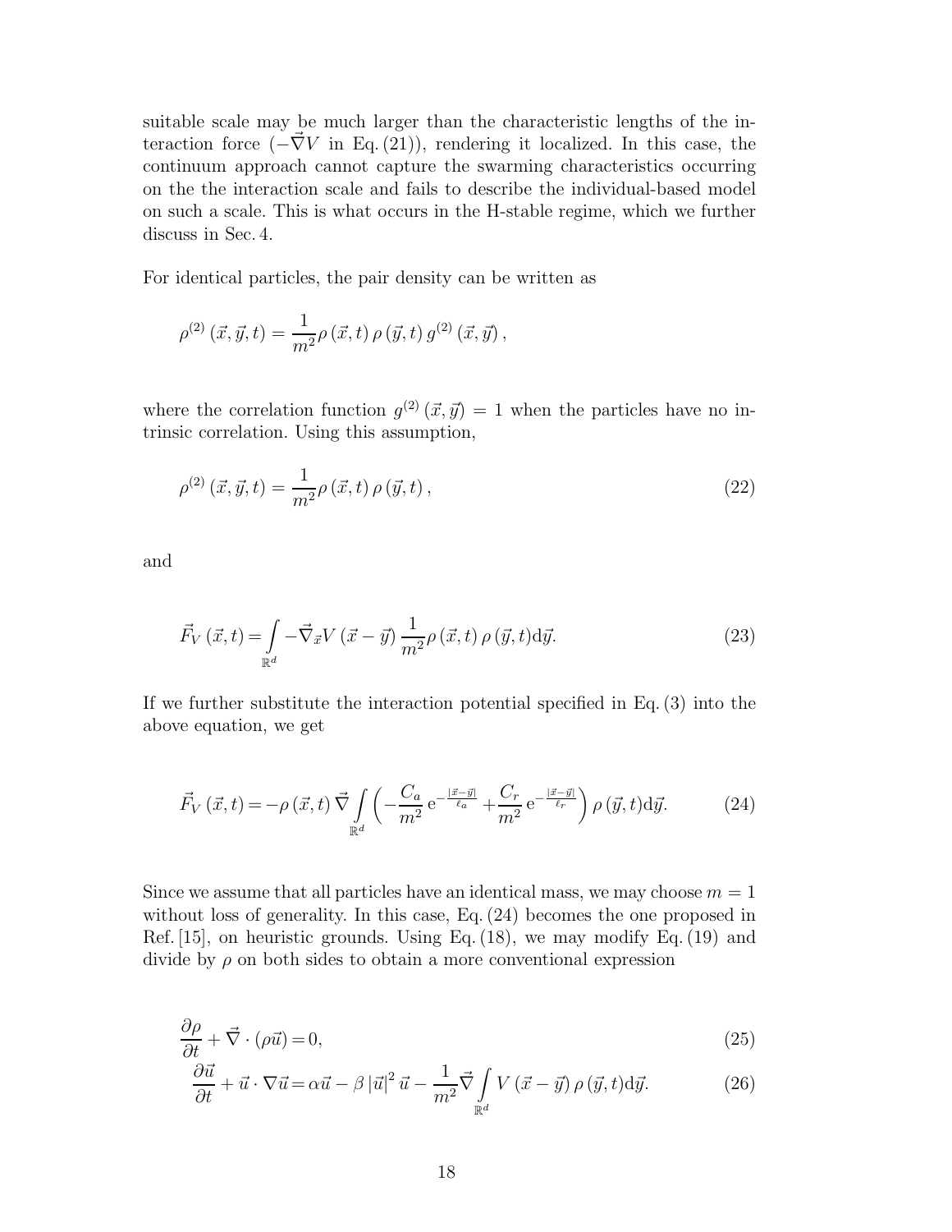suitable scale may be much larger than the characteristic lengths of the interaction force ($-\vec{\nabla}V$ in Eq. (21)), rendering it localized. In this case, the continuum approach cannot capture the swarming characteristics occurring on the the interaction scale and fails to describe the individual-based model on such a scale. This is what occurs in the H-stable regime, which we further discuss in Sec. 4.

For identical particles, the pair density can be written as

$$\rho^{(2)}(\vec{x},\vec{y},t) = \frac{1}{m^2}\rho(\vec{x},t)\,\rho(\vec{y},t)\,g^{(2)}(\vec{x},\vec{y}),$$

where the correlation function $g^{(2)}(\vec{x},\vec{y}) = 1$ when the particles have no intrinsic correlation. Using this assumption,

$$\rho^{(2)}(\vec{x},\vec{y},t) = \frac{1}{m^2}\rho(\vec{x},t)\,\rho(\vec{y},t), \tag{22}$$

and

$$\vec{F}_V(\vec{x},t) = \int_{\mathbb{R}^d} -\vec{\nabla}_{\vec{x}}V(\vec{x}-\vec{y})\,\frac{1}{m^2}\rho(\vec{x},t)\,\rho(\vec{y},t)\mathrm{d}\vec{y}. \tag{23}$$

If we further substitute the interaction potential specified in Eq. (3) into the above equation, we get

$$\vec{F}_V(\vec{x},t) = -\rho(\vec{x},t)\,\vec{\nabla}\int_{\mathbb{R}^d}\left(-\frac{C_a}{m^2}\,\mathrm{e}^{-\frac{|\vec{x}-\vec{y}|}{\ell_a}} + \frac{C_r}{m^2}\,\mathrm{e}^{-\frac{|\vec{x}-\vec{y}|}{\ell_r}}\right)\rho(\vec{y},t)\mathrm{d}\vec{y}. \tag{24}$$

Since we assume that all particles have an identical mass, we may choose $m = 1$ without loss of generality. In this case, Eq. (24) becomes the one proposed in Ref. [15], on heuristic grounds. Using Eq. (18), we may modify Eq. (19) and divide by $\rho$ on both sides to obtain a more conventional expression

$$\frac{\partial\rho}{\partial t} + \vec{\nabla}\cdot(\rho\vec{u}) = 0, \tag{25}$$

$$\frac{\partial\vec{u}}{\partial t} + \vec{u}\cdot\nabla\vec{u} = \alpha\vec{u} - \beta\,|\vec{u}|^2\,\vec{u} - \frac{1}{m^2}\vec{\nabla}\int_{\mathbb{R}^d} V(\vec{x}-\vec{y})\,\rho(\vec{y},t)\mathrm{d}\vec{y}. \tag{26}$$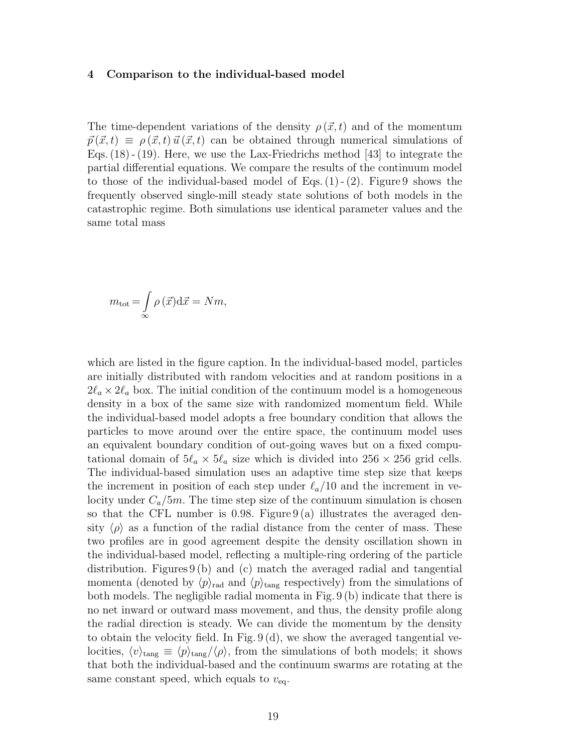## 4 Comparison to the individual-based model

The time-dependent variations of the density $\rho(\vec{x},t)$ and of the momentum $\vec{p}(\vec{x},t) \equiv \rho(\vec{x},t)\,\vec{u}(\vec{x},t)$ can be obtained through numerical simulations of Eqs. (18) - (19). Here, we use the Lax-Friedrichs method [43] to integrate the partial differential equations. We compare the results of the continuum model to those of the individual-based model of Eqs. (1) - (2). Figure 9 shows the frequently observed single-mill steady state solutions of both models in the catastrophic regime. Both simulations use identical parameter values and the same total mass

$$m_{\mathrm{tot}} = \int_{\infty} \rho(\vec{x})\mathrm{d}\vec{x} = Nm,$$

which are listed in the figure caption. In the individual-based model, particles are initially distributed with random velocities and at random positions in a $2\ell_a \times 2\ell_a$ box. The initial condition of the continuum model is a homogeneous density in a box of the same size with randomized momentum field. While the individual-based model adopts a free boundary condition that allows the particles to move around over the entire space, the continuum model uses an equivalent boundary condition of out-going waves but on a fixed computational domain of $5\ell_a \times 5\ell_a$ size which is divided into $256 \times 256$ grid cells. The individual-based simulation uses an adaptive time step size that keeps the increment in position of each step under $\ell_a/10$ and the increment in velocity under $C_a/5m$. The time step size of the continuum simulation is chosen so that the CFL number is 0.98. Figure 9 (a) illustrates the averaged density $\langle\rho\rangle$ as a function of the radial distance from the center of mass. These two profiles are in good agreement despite the density oscillation shown in the individual-based model, reflecting a multiple-ring ordering of the particle distribution. Figures 9 (b) and (c) match the averaged radial and tangential momenta (denoted by $\langle p\rangle_{\mathrm{rad}}$ and $\langle p\rangle_{\mathrm{tang}}$ respectively) from the simulations of both models. The negligible radial momenta in Fig. 9 (b) indicate that there is no net inward or outward mass movement, and thus, the density profile along the radial direction is steady. We can divide the momentum by the density to obtain the velocity field. In Fig. 9 (d), we show the averaged tangential velocities, $\langle v\rangle_{\mathrm{tang}} \equiv \langle p\rangle_{\mathrm{tang}}/\langle\rho\rangle$, from the simulations of both models; it shows that both the individual-based and the continuum swarms are rotating at the same constant speed, which equals to $v_{\mathrm{eq}}$.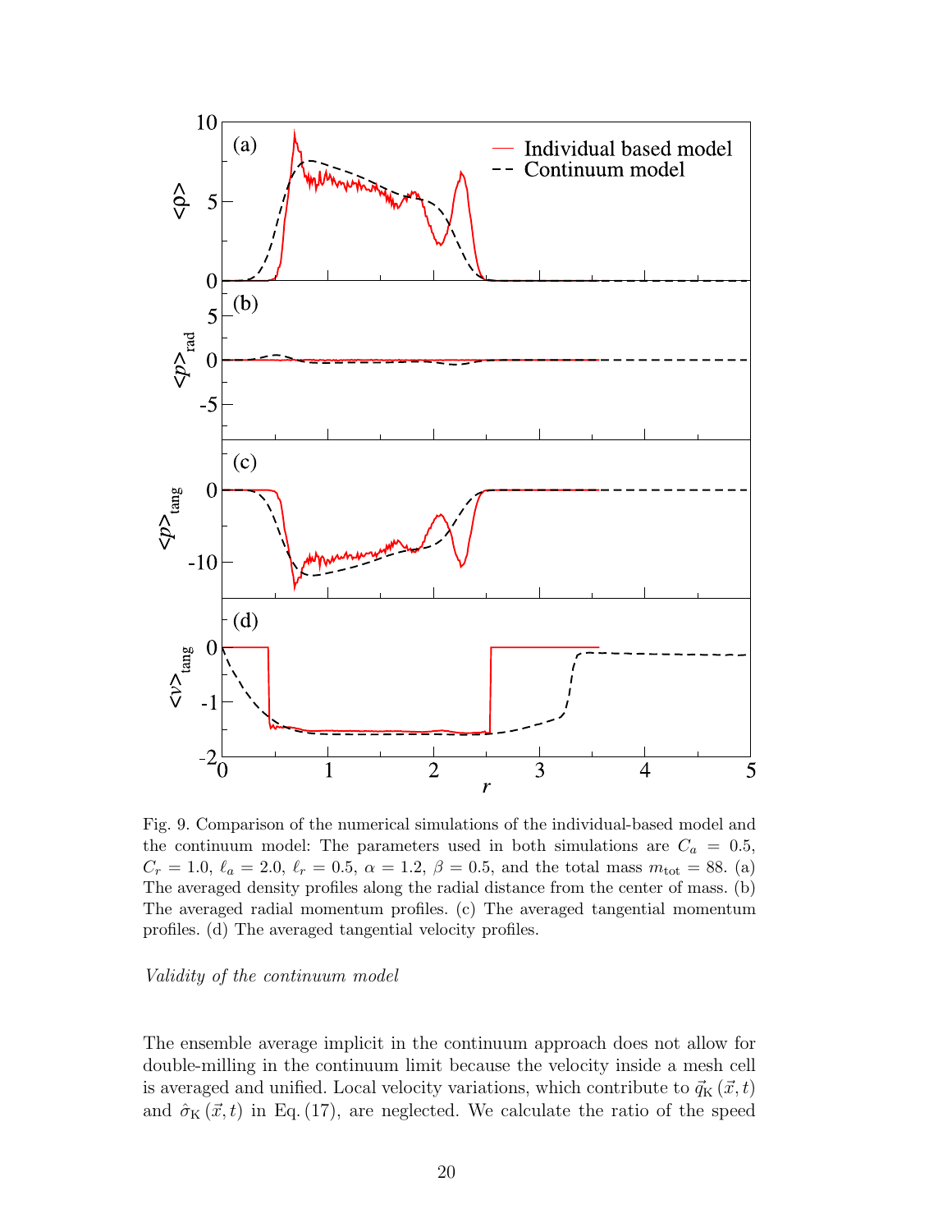Fig. 9. Comparison of the numerical simulations of the individual-based model and the continuum model: The parameters used in both simulations are $C_a = 0.5$, $C_r = 1.0$, $\ell_a = 2.0$, $\ell_r = 0.5$, $\alpha = 1.2$, $\beta = 0.5$, and the total mass $m_{\text{tot}} = 88$. (a) The averaged density profiles along the radial distance from the center of mass. (b) The averaged radial momentum profiles. (c) The averaged tangential momentum profiles. (d) The averaged tangential velocity profiles.

*Validity of the continuum model*

The ensemble average implicit in the continuum approach does not allow for double-milling in the continuum limit because the velocity inside a mesh cell is averaged and unified. Local velocity variations, which contribute to $\vec{q}_{\text{K}}(\vec{x}, t)$ and $\hat{\sigma}_{\text{K}}(\vec{x}, t)$ in Eq. (17), are neglected. We calculate the ratio of the speed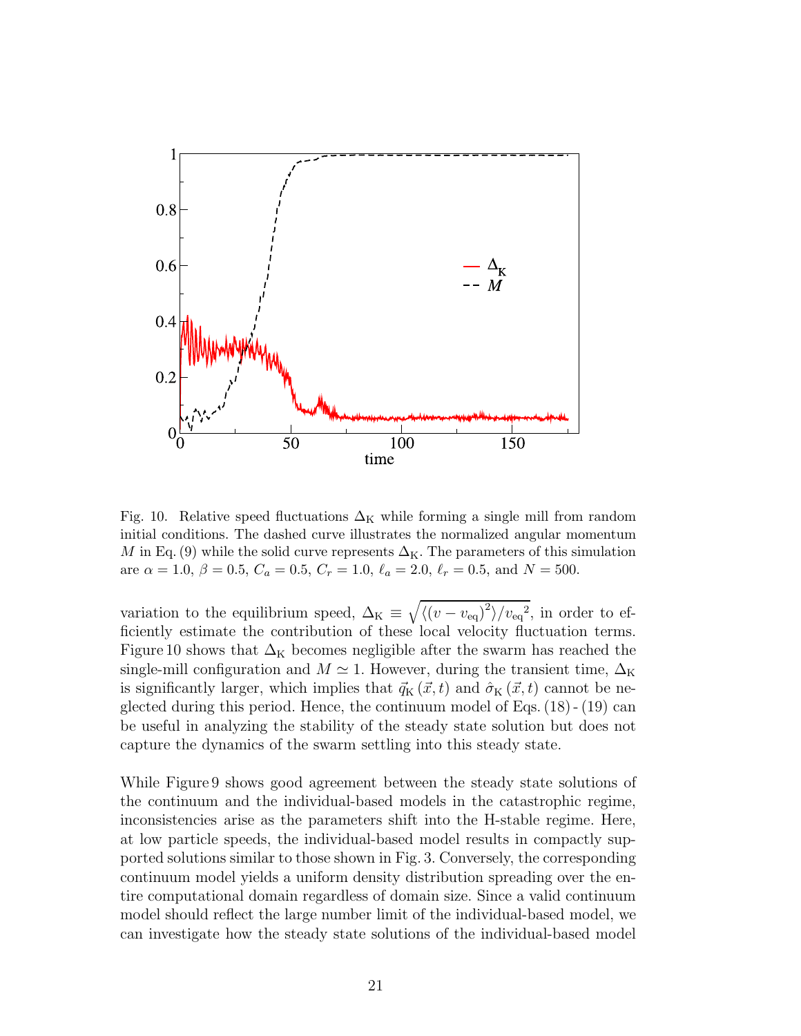Fig. 10. Relative speed fluctuations $\Delta_{\mathrm{K}}$ while forming a single mill from random initial conditions. The dashed curve illustrates the normalized angular momentum $M$ in Eq. (9) while the solid curve represents $\Delta_{\mathrm{K}}$. The parameters of this simulation are $\alpha = 1.0$, $\beta = 0.5$, $C_a = 0.5$, $C_r = 1.0$, $\ell_a = 2.0$, $\ell_r = 0.5$, and $N = 500$.

variation to the equilibrium speed, $\Delta_{\mathrm{K}} \equiv \sqrt{\langle (v - v_{\mathrm{eq}})^2 \rangle / {v_{\mathrm{eq}}}^2}$, in order to efficiently estimate the contribution of these local velocity fluctuation terms. Figure 10 shows that $\Delta_{\mathrm{K}}$ becomes negligible after the swarm has reached the single-mill configuration and $M \simeq 1$. However, during the transient time, $\Delta_{\mathrm{K}}$ is significantly larger, which implies that $\vec{q}_{\mathrm{K}}(\vec{x}, t)$ and $\hat{\sigma}_{\mathrm{K}}(\vec{x}, t)$ cannot be neglected during this period. Hence, the continuum model of Eqs. (18) - (19) can be useful in analyzing the stability of the steady state solution but does not capture the dynamics of the swarm settling into this steady state.

While Figure 9 shows good agreement between the steady state solutions of the continuum and the individual-based models in the catastrophic regime, inconsistencies arise as the parameters shift into the H-stable regime. Here, at low particle speeds, the individual-based model results in compactly supported solutions similar to those shown in Fig. 3. Conversely, the corresponding continuum model yields a uniform density distribution spreading over the entire computational domain regardless of domain size. Since a valid continuum model should reflect the large number limit of the individual-based model, we can investigate how the steady state solutions of the individual-based model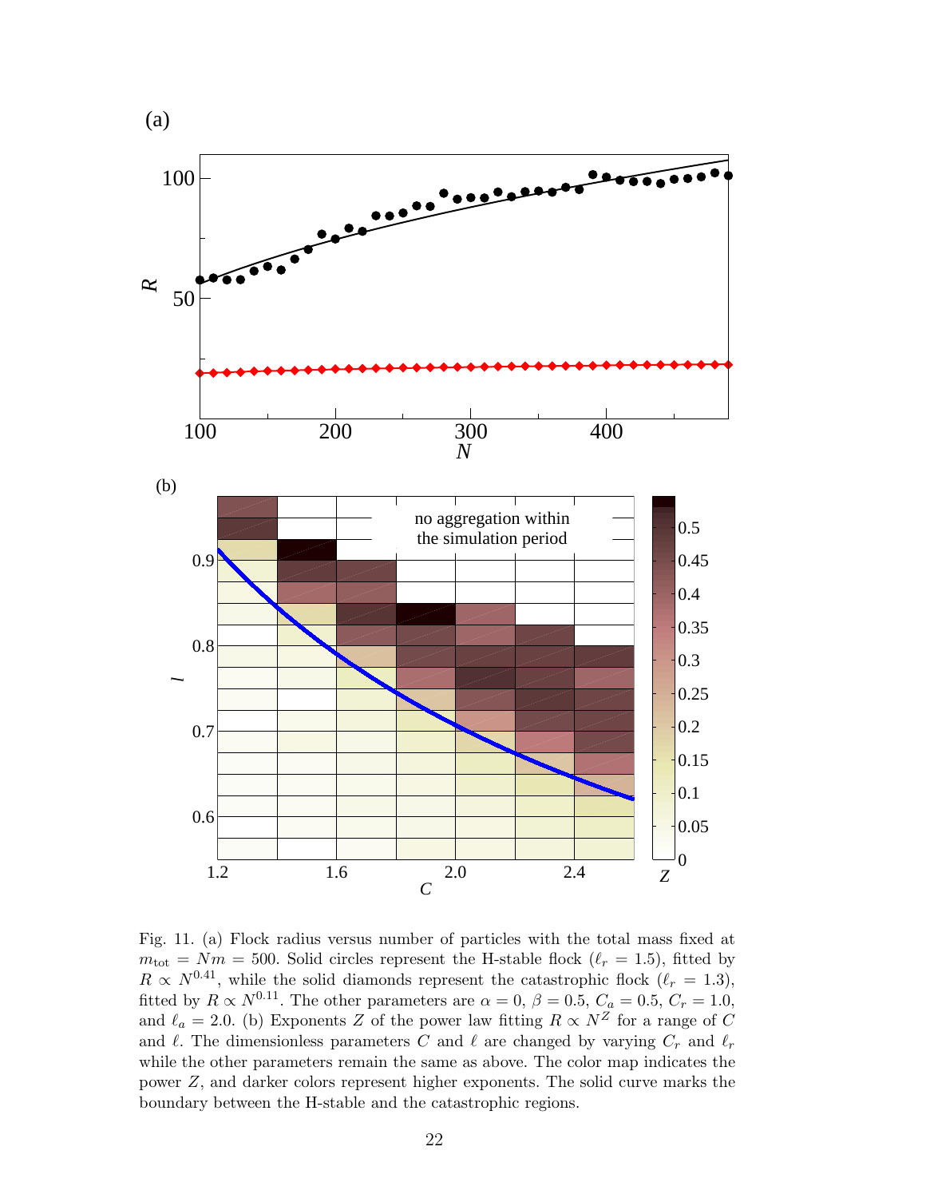Fig. 11. (a) Flock radius versus number of particles with the total mass fixed at $m_{\text{tot}} = Nm = 500$. Solid circles represent the H-stable flock ($\ell_r = 1.5$), fitted by $R \propto N^{0.41}$, while the solid diamonds represent the catastrophic flock ($\ell_r = 1.3$), fitted by $R \propto N^{0.11}$. The other parameters are $\alpha = 0$, $\beta = 0.5$, $C_a = 0.5$, $C_r = 1.0$, and $\ell_a = 2.0$. (b) Exponents $Z$ of the power law fitting $R \propto N^Z$ for a range of $C$ and $\ell$. The dimensionless parameters $C$ and $\ell$ are changed by varying $C_r$ and $\ell_r$ while the other parameters remain the same as above. The color map indicates the power $Z$, and darker colors represent higher exponents. The solid curve marks the boundary between the H-stable and the catastrophic regions.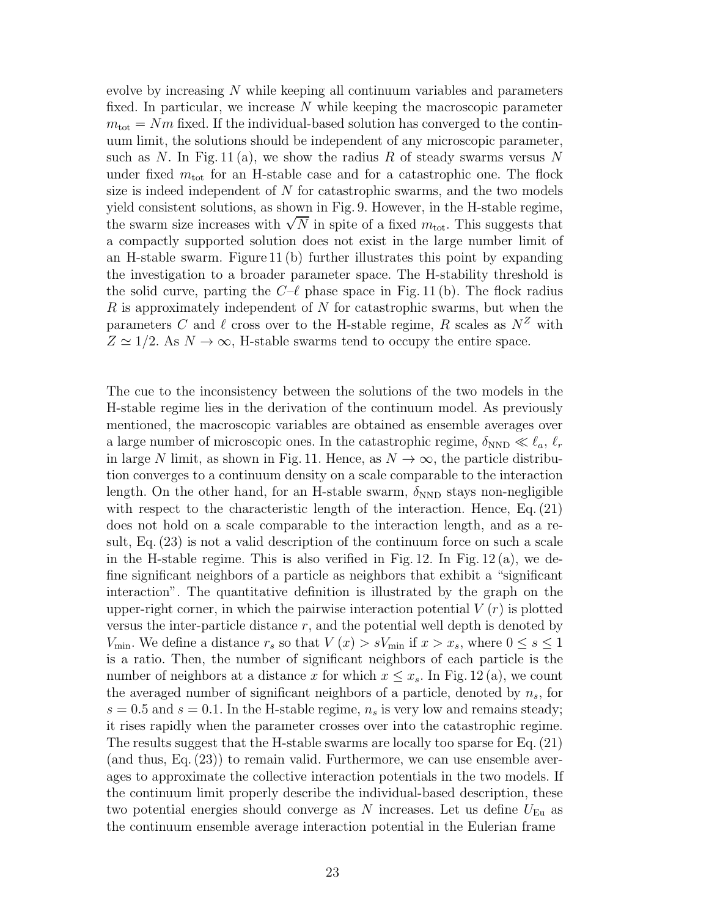evolve by increasing $N$ while keeping all continuum variables and parameters fixed. In particular, we increase $N$ while keeping the macroscopic parameter $m_{\text{tot}} = Nm$ fixed. If the individual-based solution has converged to the continuum limit, the solutions should be independent of any microscopic parameter, such as $N$. In Fig. 11 (a), we show the radius $R$ of steady swarms versus $N$ under fixed $m_{\text{tot}}$ for an H-stable case and for a catastrophic one. The flock size is indeed independent of $N$ for catastrophic swarms, and the two models yield consistent solutions, as shown in Fig. 9. However, in the H-stable regime, the swarm size increases with $\sqrt{N}$ in spite of a fixed $m_{\text{tot}}$. This suggests that a compactly supported solution does not exist in the large number limit of an H-stable swarm. Figure 11 (b) further illustrates this point by expanding the investigation to a broader parameter space. The H-stability threshold is the solid curve, parting the $C$–$\ell$ phase space in Fig. 11 (b). The flock radius $R$ is approximately independent of $N$ for catastrophic swarms, but when the parameters $C$ and $\ell$ cross over to the H-stable regime, $R$ scales as $N^Z$ with $Z \simeq 1/2$. As $N \to \infty$, H-stable swarms tend to occupy the entire space.

The cue to the inconsistency between the solutions of the two models in the H-stable regime lies in the derivation of the continuum model. As previously mentioned, the macroscopic variables are obtained as ensemble averages over a large number of microscopic ones. In the catastrophic regime, $\delta_{\text{NND}} \ll \ell_a$, $\ell_r$ in large $N$ limit, as shown in Fig. 11. Hence, as $N \to \infty$, the particle distribution converges to a continuum density on a scale comparable to the interaction length. On the other hand, for an H-stable swarm, $\delta_{\text{NND}}$ stays non-negligible with respect to the characteristic length of the interaction. Hence, Eq. (21) does not hold on a scale comparable to the interaction length, and as a result, Eq. (23) is not a valid description of the continuum force on such a scale in the H-stable regime. This is also verified in Fig. 12. In Fig. 12 (a), we define significant neighbors of a particle as neighbors that exhibit a "significant interaction". The quantitative definition is illustrated by the graph on the upper-right corner, in which the pairwise interaction potential $V(r)$ is plotted versus the inter-particle distance $r$, and the potential well depth is denoted by $V_{\min}$. We define a distance $r_s$ so that $V(x) > sV_{\min}$ if $x > x_s$, where $0 \leq s \leq 1$ is a ratio. Then, the number of significant neighbors of each particle is the number of neighbors at a distance $x$ for which $x \leq x_s$. In Fig. 12 (a), we count the averaged number of significant neighbors of a particle, denoted by $n_s$, for $s = 0.5$ and $s = 0.1$. In the H-stable regime, $n_s$ is very low and remains steady; it rises rapidly when the parameter crosses over into the catastrophic regime. The results suggest that the H-stable swarms are locally too sparse for Eq. (21) (and thus, Eq. (23)) to remain valid. Furthermore, we can use ensemble averages to approximate the collective interaction potentials in the two models. If the continuum limit properly describe the individual-based description, these two potential energies should converge as $N$ increases. Let us define $U_{\text{Eu}}$ as the continuum ensemble average interaction potential in the Eulerian frame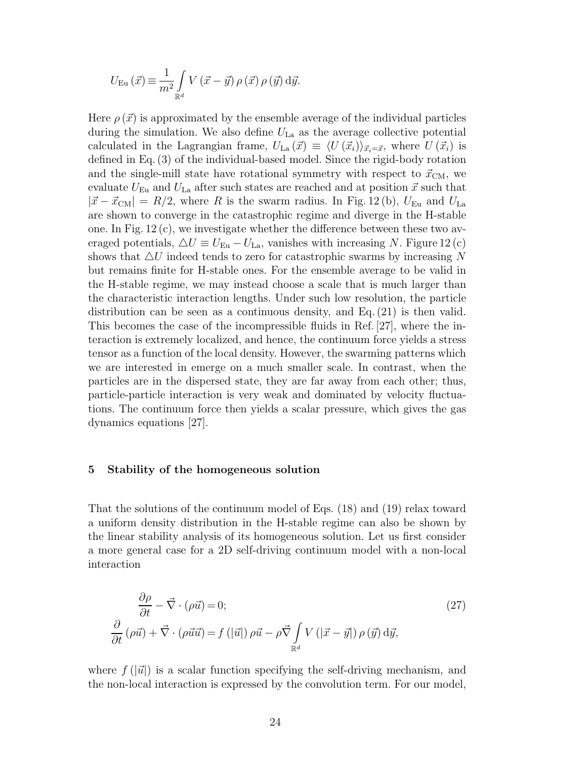$$U_{\mathrm{Eu}}(\vec{x}) \equiv \frac{1}{m^2} \int\limits_{\mathbb{R}^d} V(\vec{x}-\vec{y})\,\rho(\vec{x})\,\rho(\vec{y})\,\mathrm{d}\vec{y}.$$

Here $\rho(\vec{x})$ is approximated by the ensemble average of the individual particles during the simulation. We also define $U_{\mathrm{La}}$ as the average collective potential calculated in the Lagrangian frame, $U_{\mathrm{La}}(\vec{x}) \equiv \langle U(\vec{x}_i) \rangle_{\vec{x}_i=\vec{x}}$, where $U(\vec{x}_i)$ is defined in Eq. (3) of the individual-based model. Since the rigid-body rotation and the single-mill state have rotational symmetry with respect to $\vec{x}_{\mathrm{CM}}$, we evaluate $U_{\mathrm{Eu}}$ and $U_{\mathrm{La}}$ after such states are reached and at position $\vec{x}$ such that $|\vec{x}-\vec{x}_{\mathrm{CM}}| = R/2$, where $R$ is the swarm radius. In Fig. 12 (b), $U_{\mathrm{Eu}}$ and $U_{\mathrm{La}}$ are shown to converge in the catastrophic regime and diverge in the H-stable one. In Fig. 12 (c), we investigate whether the difference between these two averaged potentials, $\triangle U \equiv U_{\mathrm{Eu}} - U_{\mathrm{La}}$, vanishes with increasing $N$. Figure 12 (c) shows that $\triangle U$ indeed tends to zero for catastrophic swarms by increasing $N$ but remains finite for H-stable ones. For the ensemble average to be valid in the H-stable regime, we may instead choose a scale that is much larger than the characteristic interaction lengths. Under such low resolution, the particle distribution can be seen as a continuous density, and Eq. (21) is then valid. This becomes the case of the incompressible fluids in Ref. [27], where the interaction is extremely localized, and hence, the continuum force yields a stress tensor as a function of the local density. However, the swarming patterns which we are interested in emerge on a much smaller scale. In contrast, when the particles are in the dispersed state, they are far away from each other; thus, particle-particle interaction is very weak and dominated by velocity fluctuations. The continuum force then yields a scalar pressure, which gives the gas dynamics equations [27].

## 5 Stability of the homogeneous solution

That the solutions of the continuum model of Eqs. (18) and (19) relax toward a uniform density distribution in the H-stable regime can also be shown by the linear stability analysis of its homogeneous solution. Let us first consider a more general case for a 2D self-driving continuum model with a non-local interaction

$$\begin{gathered}
\frac{\partial \rho}{\partial t} - \vec{\nabla} \cdot (\rho \vec{u}) = 0; \\
\frac{\partial}{\partial t}(\rho \vec{u}) + \vec{\nabla} \cdot (\rho \vec{u} \vec{u}) = f(|\vec{u}|)\,\rho \vec{u} - \rho \vec{\nabla} \int\limits_{\mathbb{R}^d} V(|\vec{x}-\vec{y}|)\,\rho(\vec{y})\,\mathrm{d}\vec{y},
\end{gathered} \tag{27}$$

where $f(|\vec{u}|)$ is a scalar function specifying the self-driving mechanism, and the non-local interaction is expressed by the convolution term. For our model,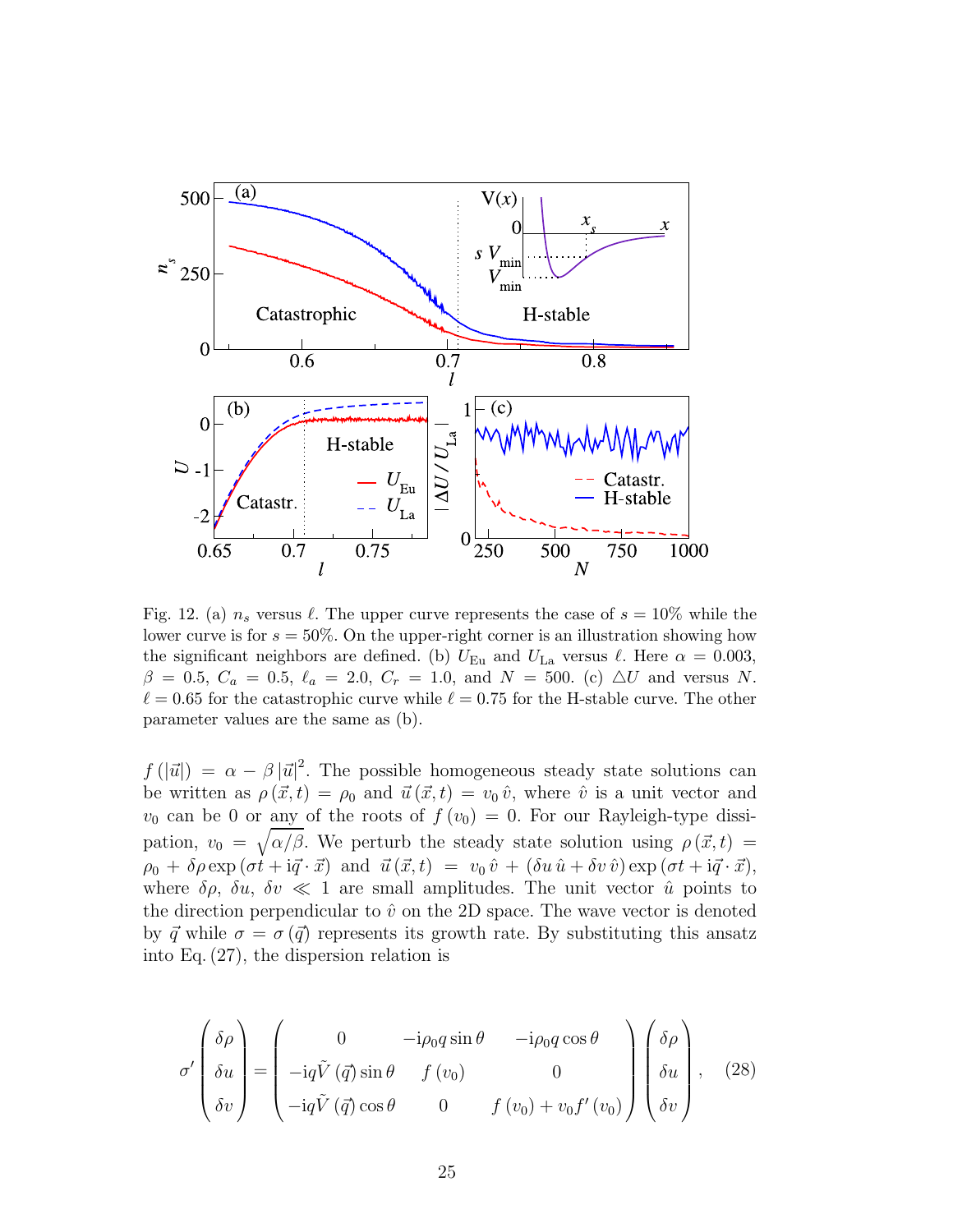Fig. 12. (a) $n_s$ versus $\ell$. The upper curve represents the case of $s = 10\%$ while the lower curve is for $s = 50\%$. On the upper-right corner is an illustration showing how the significant neighbors are defined. (b) $U_{\rm Eu}$ and $U_{\rm La}$ versus $\ell$. Here $\alpha = 0.003$, $\beta = 0.5$, $C_a = 0.5$, $\ell_a = 2.0$, $C_r = 1.0$, and $N = 500$. (c) $\triangle U$ and versus $N$. $\ell = 0.65$ for the catastrophic curve while $\ell = 0.75$ for the H-stable curve. The other parameter values are the same as (b).

$f(|\vec{u}|) = \alpha - \beta |\vec{u}|^2$. The possible homogeneous steady state solutions can be written as $\rho(\vec{x}, t) = \rho_0$ and $\vec{u}(\vec{x}, t) = v_0 \hat{v}$, where $\hat{v}$ is a unit vector and $v_0$ can be 0 or any of the roots of $f(v_0) = 0$. For our Rayleigh-type dissipation, $v_0 = \sqrt{\alpha/\beta}$. We perturb the steady state solution using $\rho(\vec{x}, t) = \rho_0 + \delta\rho \exp(\sigma t + \mathrm{i}\vec{q} \cdot \vec{x})$ and $\vec{u}(\vec{x}, t) = v_0 \hat{v} + (\delta u \, \hat{u} + \delta v \, \hat{v}) \exp(\sigma t + \mathrm{i}\vec{q} \cdot \vec{x})$, where $\delta\rho$, $\delta u$, $\delta v \ll 1$ are small amplitudes. The unit vector $\hat{u}$ points to the direction perpendicular to $\hat{v}$ on the 2D space. The wave vector is denoted by $\vec{q}$ while $\sigma = \sigma(\vec{q})$ represents its growth rate. By substituting this ansatz into Eq. (27), the dispersion relation is

$$
\sigma' \begin{pmatrix} \delta\rho \\ \delta u \\ \delta v \end{pmatrix} = \begin{pmatrix} 0 & -\mathrm{i}\rho_0 q \sin\theta & -\mathrm{i}\rho_0 q \cos\theta \\ -\mathrm{i}q\tilde{V}(\vec{q}) \sin\theta & f(v_0) & 0 \\ -\mathrm{i}q\tilde{V}(\vec{q}) \cos\theta & 0 & f(v_0) + v_0 f'(v_0) \end{pmatrix} \begin{pmatrix} \delta\rho \\ \delta u \\ \delta v \end{pmatrix}, \quad (28)
$$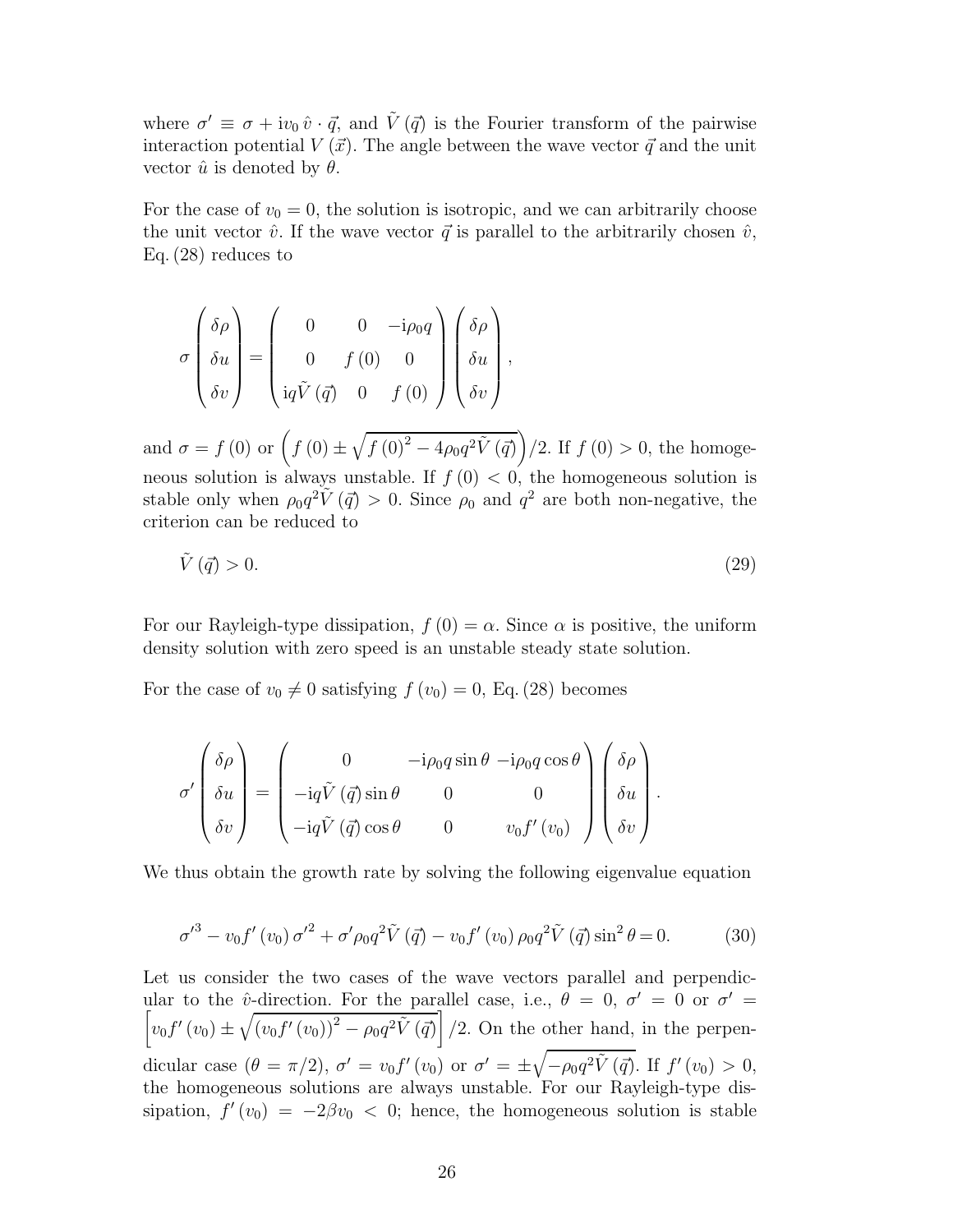where $\sigma' \equiv \sigma + \mathrm{i} v_0 \, \hat{v} \cdot \vec{q}$, and $\tilde{V}(\vec{q})$ is the Fourier transform of the pairwise interaction potential $V(\vec{x})$. The angle between the wave vector $\vec{q}$ and the unit vector $\hat{u}$ is denoted by $\theta$.

For the case of $v_0 = 0$, the solution is isotropic, and we can arbitrarily choose the unit vector $\hat{v}$. If the wave vector $\vec{q}$ is parallel to the arbitrarily chosen $\hat{v}$, Eq. (28) reduces to

$$
\sigma \begin{pmatrix} \delta\rho \\ \delta u \\ \delta v \end{pmatrix} = \begin{pmatrix} 0 & 0 & -\mathrm{i}\rho_0 q \\ 0 & f(0) & 0 \\ \mathrm{i}q\tilde{V}(\vec{q}) & 0 & f(0) \end{pmatrix} \begin{pmatrix} \delta\rho \\ \delta u \\ \delta v \end{pmatrix},
$$

and $\sigma = f(0)$ or $\left(f(0) \pm \sqrt{f(0)^2 - 4\rho_0 q^2 \tilde{V}(\vec{q})}\right)/2$. If $f(0) > 0$, the homogeneous solution is always unstable. If $f(0) < 0$, the homogeneous solution is stable only when $\rho_0 q^2 \tilde{V}(\vec{q}) > 0$. Since $\rho_0$ and $q^2$ are both non-negative, the criterion can be reduced to

$$
\tilde{V}(\vec{q}) > 0. \tag{29}
$$

For our Rayleigh-type dissipation, $f(0) = \alpha$. Since $\alpha$ is positive, the uniform density solution with zero speed is an unstable steady state solution.

For the case of $v_0 \neq 0$ satisfying $f(v_0) = 0$, Eq. (28) becomes

$$
\sigma' \begin{pmatrix} \delta\rho \\ \delta u \\ \delta v \end{pmatrix} = \begin{pmatrix} 0 & -\mathrm{i}\rho_0 q \sin\theta & -\mathrm{i}\rho_0 q \cos\theta \\ -\mathrm{i}q\tilde{V}(\vec{q})\sin\theta & 0 & 0 \\ -\mathrm{i}q\tilde{V}(\vec{q})\cos\theta & 0 & v_0 f'(v_0) \end{pmatrix} \begin{pmatrix} \delta\rho \\ \delta u \\ \delta v \end{pmatrix}.
$$

We thus obtain the growth rate by solving the following eigenvalue equation

$$
\sigma'^3 - v_0 f'(v_0)\,\sigma'^2 + \sigma' \rho_0 q^2 \tilde{V}(\vec{q}) - v_0 f'(v_0)\,\rho_0 q^2 \tilde{V}(\vec{q}) \sin^2\theta = 0. \tag{30}
$$

Let us consider the two cases of the wave vectors parallel and perpendicular to the $\hat{v}$-direction. For the parallel case, i.e., $\theta = 0$, $\sigma' = 0$ or $\sigma' = \left[v_0 f'(v_0) \pm \sqrt{(v_0 f'(v_0))^2 - \rho_0 q^2 \tilde{V}(\vec{q})}\right]/2$. On the other hand, in the perpendicular case ($\theta = \pi/2$), $\sigma' = v_0 f'(v_0)$ or $\sigma' = \pm\sqrt{-\rho_0 q^2 \tilde{V}(\vec{q})}$. If $f'(v_0) > 0$, the homogeneous solutions are always unstable. For our Rayleigh-type dissipation, $f'(v_0) = -2\beta v_0 < 0$; hence, the homogeneous solution is stable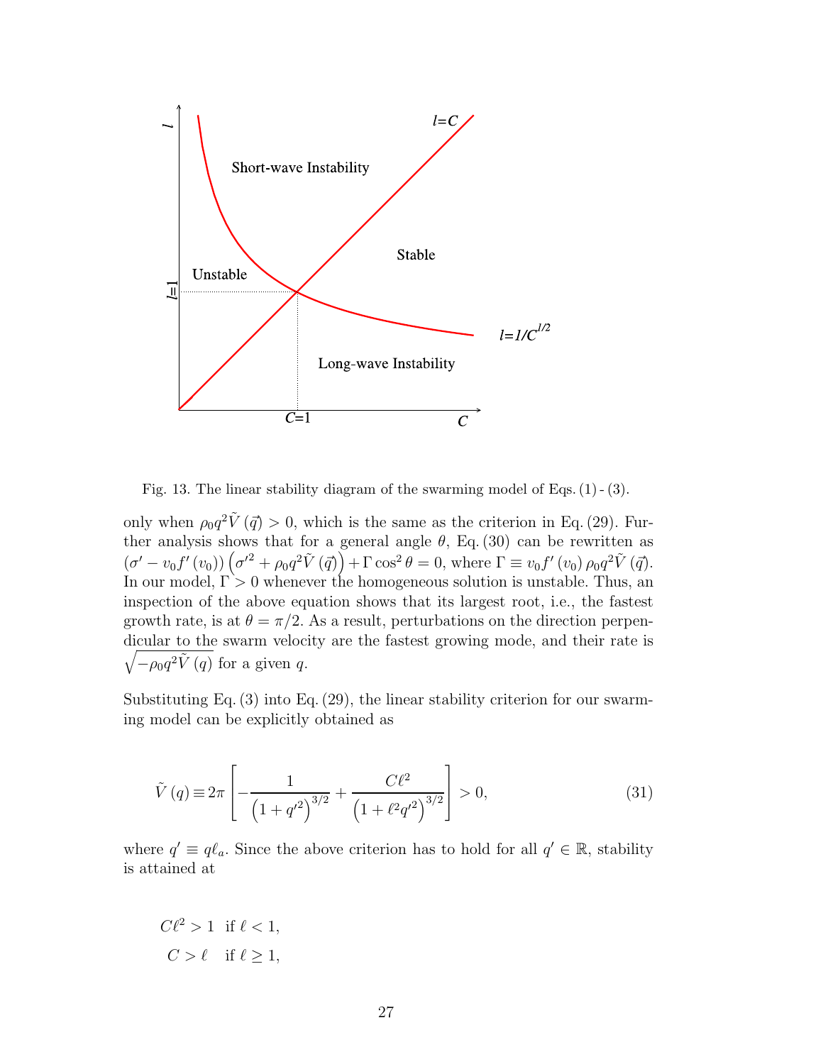Fig. 13. The linear stability diagram of the swarming model of Eqs. (1) - (3).

only when $\rho_0 q^2 \tilde{V}(\vec{q}) > 0$, which is the same as the criterion in Eq. (29). Further analysis shows that for a general angle $\theta$, Eq. (30) can be rewritten as $(\sigma' - v_0 f'(v_0)) \left(\sigma'^2 + \rho_0 q^2 \tilde{V}(\vec{q})\right) + \Gamma \cos^2\theta = 0$, where $\Gamma \equiv v_0 f'(v_0) \rho_0 q^2 \tilde{V}(\vec{q})$. In our model, $\Gamma > 0$ whenever the homogeneous solution is unstable. Thus, an inspection of the above equation shows that its largest root, i.e., the fastest growth rate, is at $\theta = \pi/2$. As a result, perturbations on the direction perpendicular to the swarm velocity are the fastest growing mode, and their rate is $\sqrt{-\rho_0 q^2 \tilde{V}(q)}$ for a given $q$.

Substituting Eq. (3) into Eq. (29), the linear stability criterion for our swarming model can be explicitly obtained as

$$\tilde{V}(q) \equiv 2\pi \left[ -\frac{1}{\left(1 + q'^2\right)^{3/2}} + \frac{C\ell^2}{\left(1 + \ell^2 q'^2\right)^{3/2}} \right] > 0, \tag{31}$$

where $q' \equiv q\ell_a$. Since the above criterion has to hold for all $q' \in \mathbb{R}$, stability is attained at

$$
\begin{aligned}
C\ell^2 &> 1 \quad \text{if } \ell < 1, \\
C &> \ell \quad \text{if } \ell \geq 1,
\end{aligned}
$$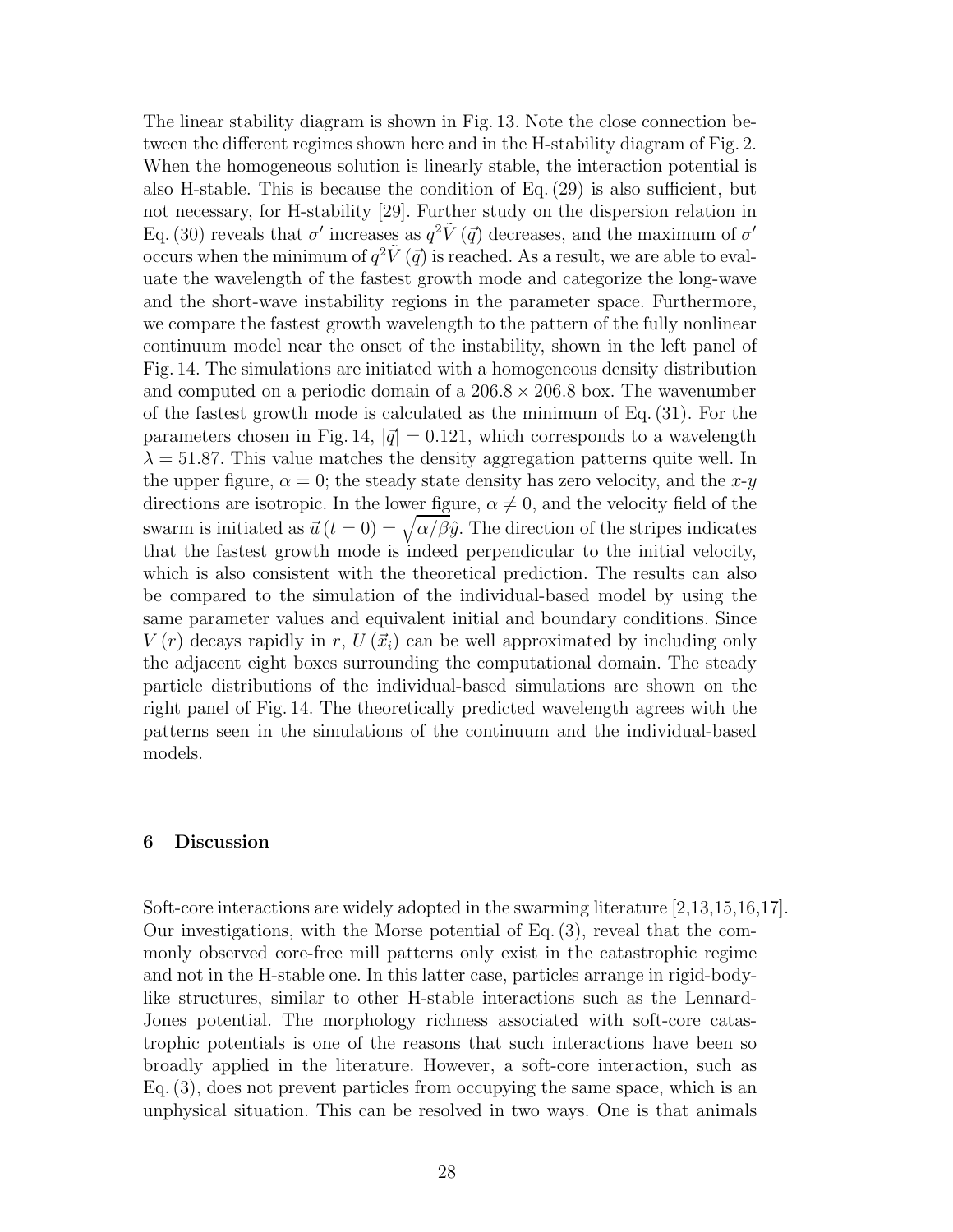The linear stability diagram is shown in Fig. 13. Note the close connection between the different regimes shown here and in the H-stability diagram of Fig. 2. When the homogeneous solution is linearly stable, the interaction potential is also H-stable. This is because the condition of Eq. (29) is also sufficient, but not necessary, for H-stability [29]. Further study on the dispersion relation in Eq. (30) reveals that $\sigma'$ increases as $q^2 \tilde{V}(\vec{q})$ decreases, and the maximum of $\sigma'$ occurs when the minimum of $q^2 \tilde{V}(\vec{q})$ is reached. As a result, we are able to evaluate the wavelength of the fastest growth mode and categorize the long-wave and the short-wave instability regions in the parameter space. Furthermore, we compare the fastest growth wavelength to the pattern of the fully nonlinear continuum model near the onset of the instability, shown in the left panel of Fig. 14. The simulations are initiated with a homogeneous density distribution and computed on a periodic domain of a $206.8 \times 206.8$ box. The wavenumber of the fastest growth mode is calculated as the minimum of Eq. (31). For the parameters chosen in Fig. 14, $|\vec{q}| = 0.121$, which corresponds to a wavelength $\lambda = 51.87$. This value matches the density aggregation patterns quite well. In the upper figure, $\alpha = 0$; the steady state density has zero velocity, and the $x$-$y$ directions are isotropic. In the lower figure, $\alpha \neq 0$, and the velocity field of the swarm is initiated as $\vec{u}(t=0) = \sqrt{\alpha/\beta}\hat{y}$. The direction of the stripes indicates that the fastest growth mode is indeed perpendicular to the initial velocity, which is also consistent with the theoretical prediction. The results can also be compared to the simulation of the individual-based model by using the same parameter values and equivalent initial and boundary conditions. Since $V(r)$ decays rapidly in $r$, $U(\vec{x}_i)$ can be well approximated by including only the adjacent eight boxes surrounding the computational domain. The steady particle distributions of the individual-based simulations are shown on the right panel of Fig. 14. The theoretically predicted wavelength agrees with the patterns seen in the simulations of the continuum and the individual-based models.

## 6 Discussion

Soft-core interactions are widely adopted in the swarming literature [2,13,15,16,17]. Our investigations, with the Morse potential of Eq. (3), reveal that the commonly observed core-free mill patterns only exist in the catastrophic regime and not in the H-stable one. In this latter case, particles arrange in rigid-body-like structures, similar to other H-stable interactions such as the Lennard-Jones potential. The morphology richness associated with soft-core catastrophic potentials is one of the reasons that such interactions have been so broadly applied in the literature. However, a soft-core interaction, such as Eq. (3), does not prevent particles from occupying the same space, which is an unphysical situation. This can be resolved in two ways. One is that animals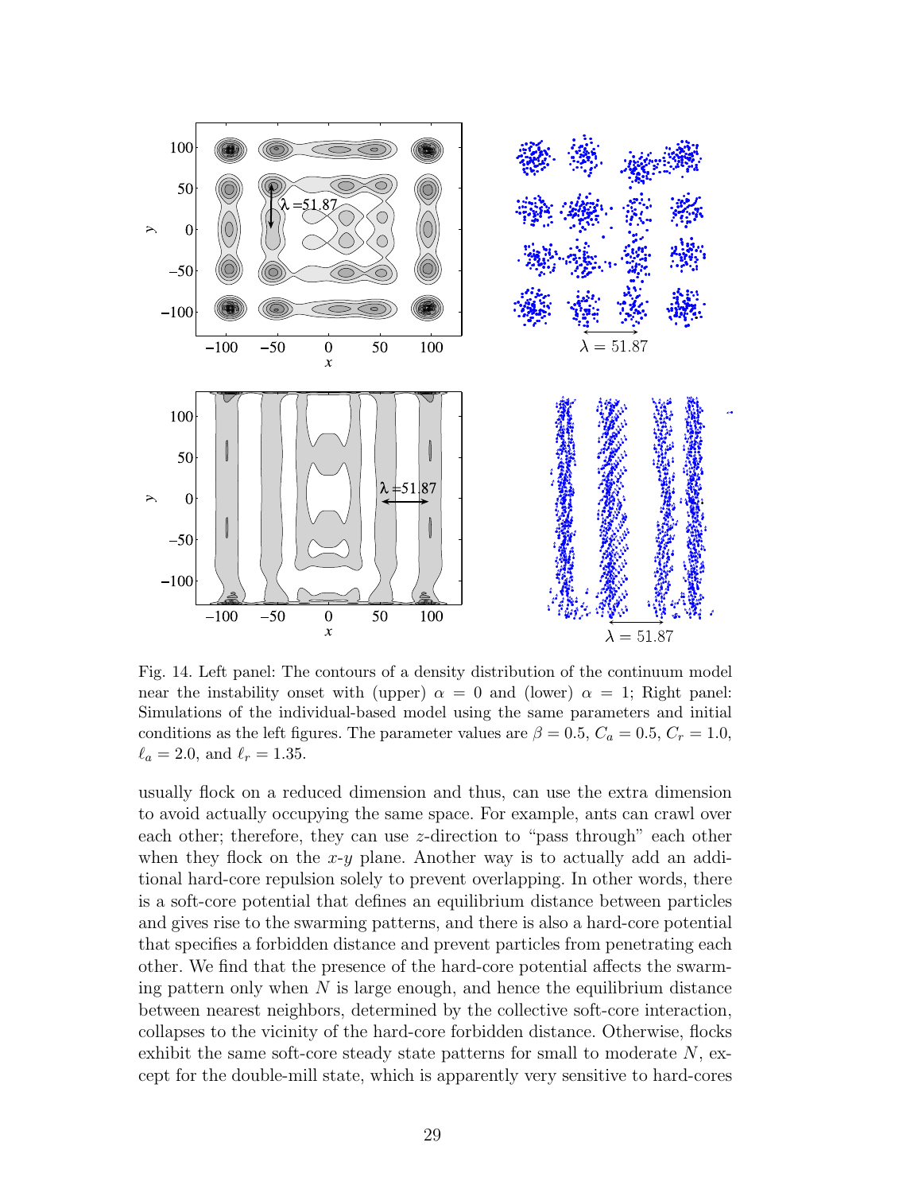Fig. 14. Left panel: The contours of a density distribution of the continuum model near the instability onset with (upper) $\alpha = 0$ and (lower) $\alpha = 1$; Right panel: Simulations of the individual-based model using the same parameters and initial conditions as the left figures. The parameter values are $\beta = 0.5$, $C_a = 0.5$, $C_r = 1.0$, $\ell_a = 2.0$, and $\ell_r = 1.35$.

usually flock on a reduced dimension and thus, can use the extra dimension to avoid actually occupying the same space. For example, ants can crawl over each other; therefore, they can use $z$-direction to "pass through" each other when they flock on the $x$-$y$ plane. Another way is to actually add an additional hard-core repulsion solely to prevent overlapping. In other words, there is a soft-core potential that defines an equilibrium distance between particles and gives rise to the swarming patterns, and there is also a hard-core potential that specifies a forbidden distance and prevent particles from penetrating each other. We find that the presence of the hard-core potential affects the swarming pattern only when $N$ is large enough, and hence the equilibrium distance between nearest neighbors, determined by the collective soft-core interaction, collapses to the vicinity of the hard-core forbidden distance. Otherwise, flocks exhibit the same soft-core steady state patterns for small to moderate $N$, except for the double-mill state, which is apparently very sensitive to hard-cores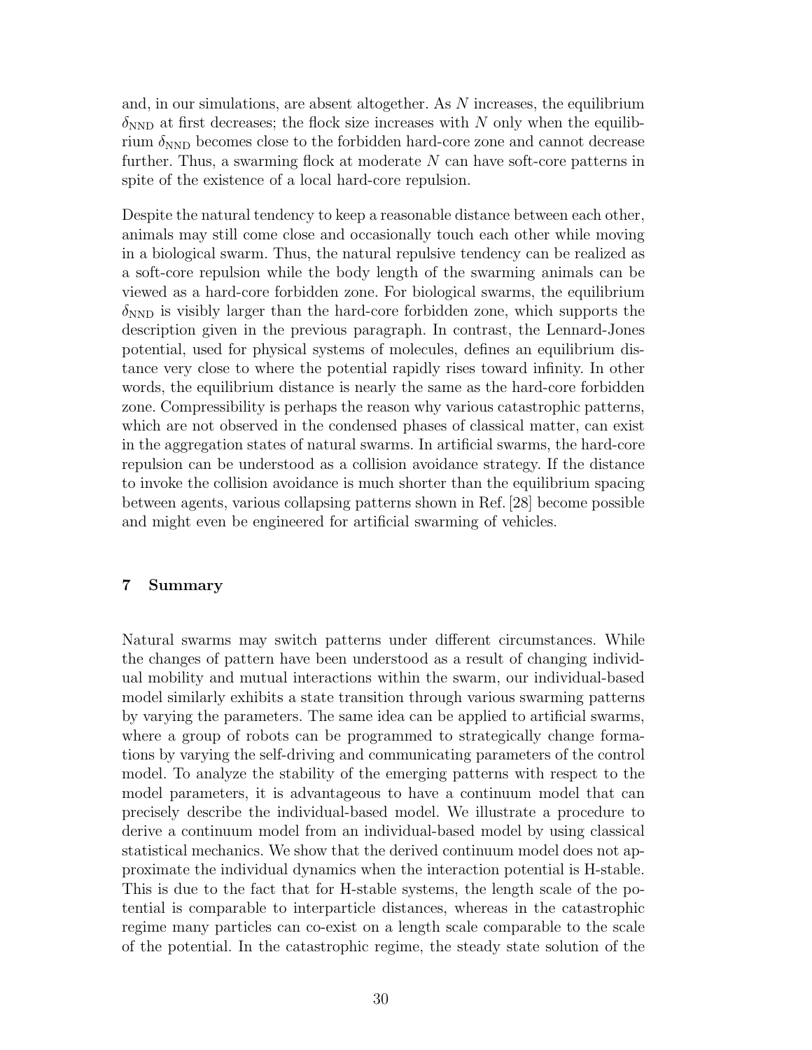and, in our simulations, are absent altogether. As $N$ increases, the equilibrium $\delta_{\mathrm{NND}}$ at first decreases; the flock size increases with $N$ only when the equilibrium $\delta_{\mathrm{NND}}$ becomes close to the forbidden hard-core zone and cannot decrease further. Thus, a swarming flock at moderate $N$ can have soft-core patterns in spite of the existence of a local hard-core repulsion.

Despite the natural tendency to keep a reasonable distance between each other, animals may still come close and occasionally touch each other while moving in a biological swarm. Thus, the natural repulsive tendency can be realized as a soft-core repulsion while the body length of the swarming animals can be viewed as a hard-core forbidden zone. For biological swarms, the equilibrium $\delta_{\mathrm{NND}}$ is visibly larger than the hard-core forbidden zone, which supports the description given in the previous paragraph. In contrast, the Lennard-Jones potential, used for physical systems of molecules, defines an equilibrium distance very close to where the potential rapidly rises toward infinity. In other words, the equilibrium distance is nearly the same as the hard-core forbidden zone. Compressibility is perhaps the reason why various catastrophic patterns, which are not observed in the condensed phases of classical matter, can exist in the aggregation states of natural swarms. In artificial swarms, the hard-core repulsion can be understood as a collision avoidance strategy. If the distance to invoke the collision avoidance is much shorter than the equilibrium spacing between agents, various collapsing patterns shown in Ref. [28] become possible and might even be engineered for artificial swarming of vehicles.

## 7 Summary

Natural swarms may switch patterns under different circumstances. While the changes of pattern have been understood as a result of changing individual mobility and mutual interactions within the swarm, our individual-based model similarly exhibits a state transition through various swarming patterns by varying the parameters. The same idea can be applied to artificial swarms, where a group of robots can be programmed to strategically change formations by varying the self-driving and communicating parameters of the control model. To analyze the stability of the emerging patterns with respect to the model parameters, it is advantageous to have a continuum model that can precisely describe the individual-based model. We illustrate a procedure to derive a continuum model from an individual-based model by using classical statistical mechanics. We show that the derived continuum model does not approximate the individual dynamics when the interaction potential is H-stable. This is due to the fact that for H-stable systems, the length scale of the potential is comparable to interparticle distances, whereas in the catastrophic regime many particles can co-exist on a length scale comparable to the scale of the potential. In the catastrophic regime, the steady state solution of the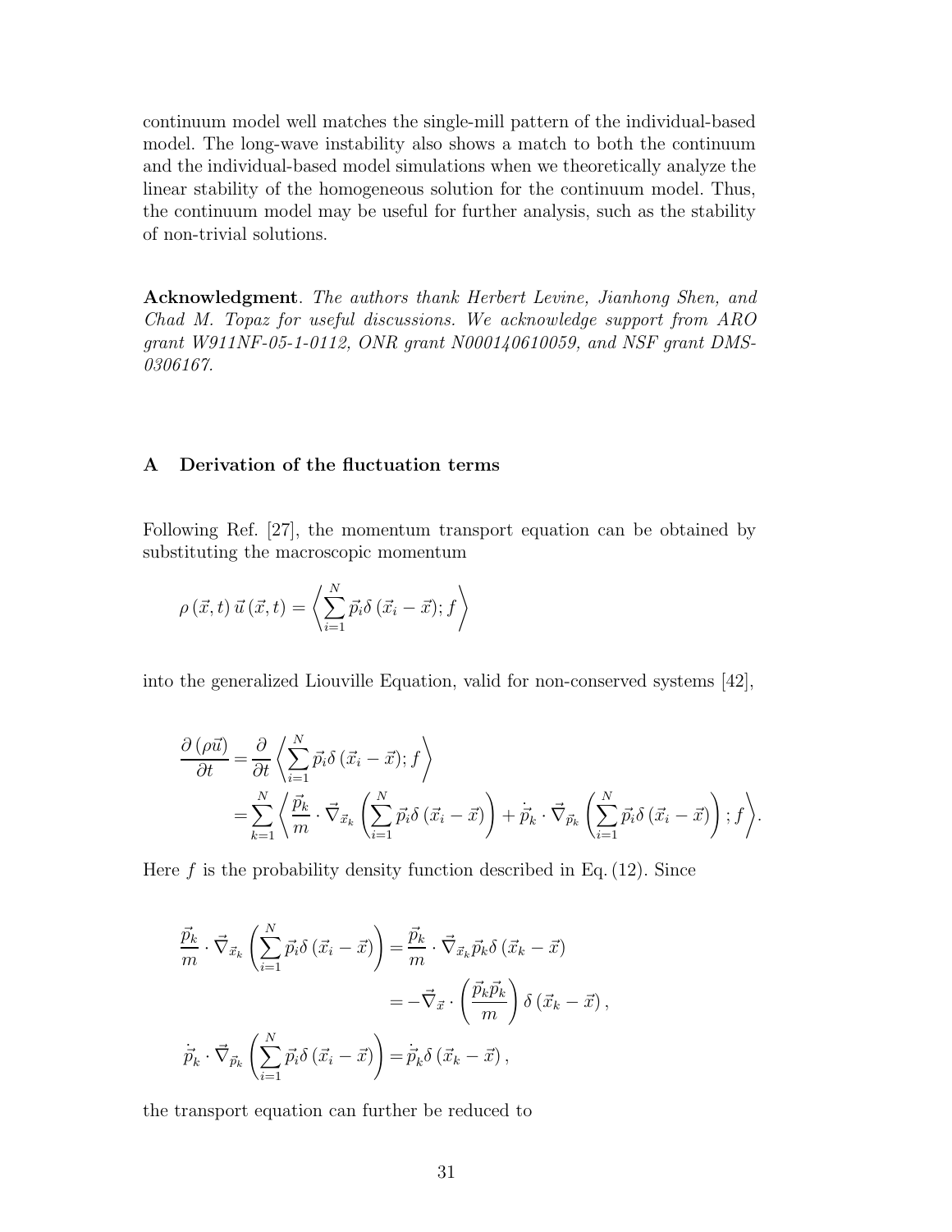continuum model well matches the single-mill pattern of the individual-based model. The long-wave instability also shows a match to both the continuum and the individual-based model simulations when we theoretically analyze the linear stability of the homogeneous solution for the continuum model. Thus, the continuum model may be useful for further analysis, such as the stability of non-trivial solutions.

**Acknowledgment**. *The authors thank Herbert Levine, Jianhong Shen, and Chad M. Topaz for useful discussions. We acknowledge support from ARO grant W911NF-05-1-0112, ONR grant N000140610059, and NSF grant DMS-0306167.*

## A Derivation of the fluctuation terms

Following Ref. [27], the momentum transport equation can be obtained by substituting the macroscopic momentum

$$\rho\left(\vec{x},t\right)\vec{u}\left(\vec{x},t\right)=\left\langle \sum_{i=1}^{N}\vec{p}_i\delta\left(\vec{x}_i-\vec{x}\right);f\right\rangle$$

into the generalized Liouville Equation, valid for non-conserved systems [42],

$$\begin{aligned}\frac{\partial\left(\rho\vec{u}\right)}{\partial t}&=\frac{\partial}{\partial t}\left\langle \sum_{i=1}^{N}\vec{p}_i\delta\left(\vec{x}_i-\vec{x}\right);f\right\rangle\\&=\sum_{k=1}^{N}\left\langle \frac{\vec{p}_k}{m}\cdot\vec{\nabla}_{\vec{x}_k}\left(\sum_{i=1}^{N}\vec{p}_i\delta\left(\vec{x}_i-\vec{x}\right)\right)+\dot{\vec{p}}_k\cdot\vec{\nabla}_{\vec{p}_k}\left(\sum_{i=1}^{N}\vec{p}_i\delta\left(\vec{x}_i-\vec{x}\right)\right);f\right\rangle.\end{aligned}$$

Here $f$ is the probability density function described in Eq. (12). Since

$$\begin{aligned}\frac{\vec{p}_k}{m}\cdot\vec{\nabla}_{\vec{x}_k}\left(\sum_{i=1}^{N}\vec{p}_i\delta\left(\vec{x}_i-\vec{x}\right)\right)&=\frac{\vec{p}_k}{m}\cdot\vec{\nabla}_{\vec{x}_k}\vec{p}_k\delta\left(\vec{x}_k-\vec{x}\right)\\&=-\vec{\nabla}_{\vec{x}}\cdot\left(\frac{\vec{p}_k\vec{p}_k}{m}\right)\delta\left(\vec{x}_k-\vec{x}\right),\\\dot{\vec{p}}_k\cdot\vec{\nabla}_{\vec{p}_k}\left(\sum_{i=1}^{N}\vec{p}_i\delta\left(\vec{x}_i-\vec{x}\right)\right)&=\dot{\vec{p}}_k\delta\left(\vec{x}_k-\vec{x}\right),\end{aligned}$$

the transport equation can further be reduced to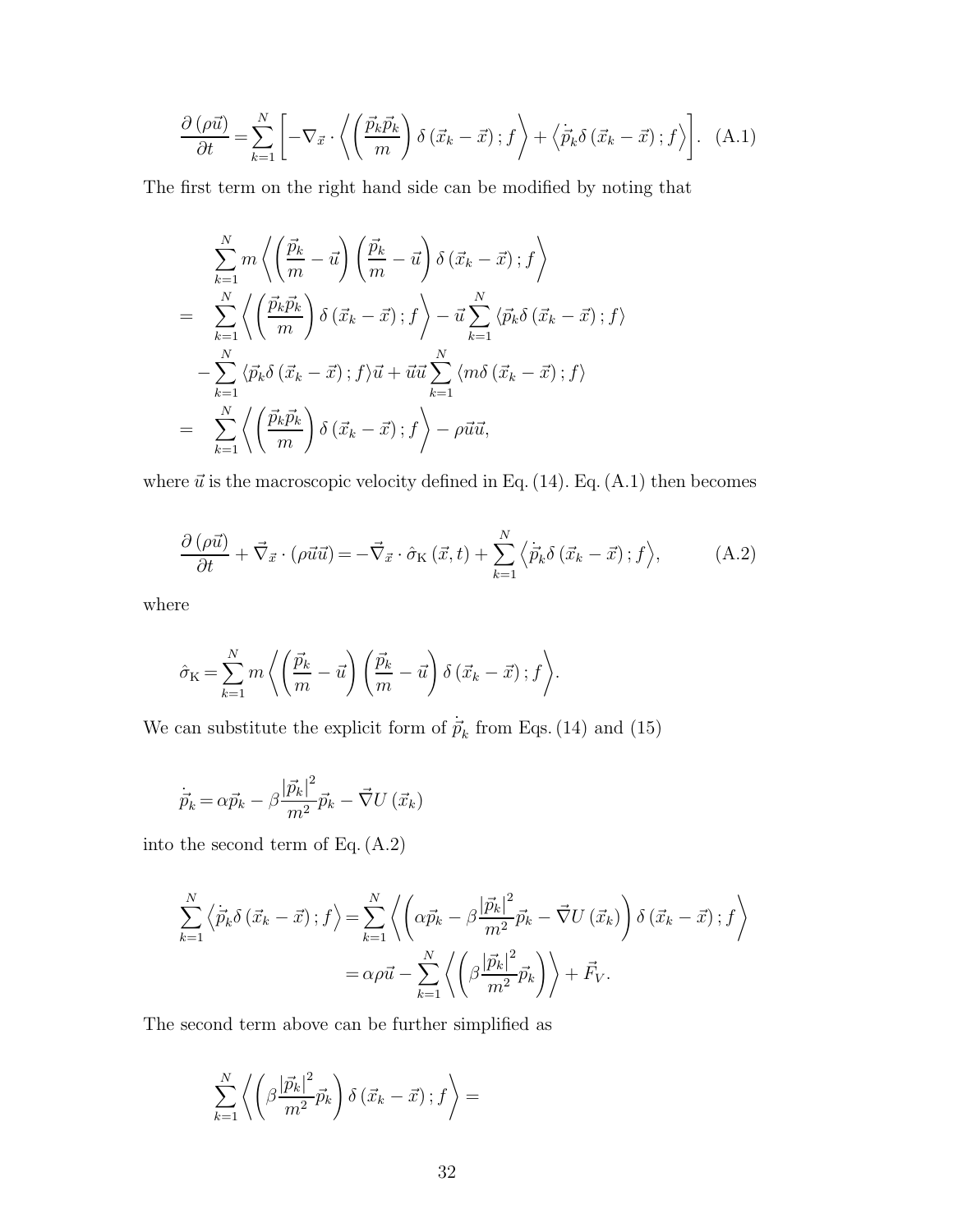$$\frac{\partial\left(\rho\vec{u}\right)}{\partial t}=\sum_{k=1}^{N}\left[-\nabla_{\vec{x}}\cdot\left\langle\left(\frac{\vec{p}_k\vec{p}_k}{m}\right)\delta\left(\vec{x}_k-\vec{x}\right);f\right\rangle+\left\langle\dot{\vec{p}}_k\delta\left(\vec{x}_k-\vec{x}\right);f\right\rangle\right].\quad\text{(A.1)}$$

The first term on the right hand side can be modified by noting that

$$\begin{aligned}
&\sum_{k=1}^{N}m\left\langle\left(\frac{\vec{p}_k}{m}-\vec{u}\right)\left(\frac{\vec{p}_k}{m}-\vec{u}\right)\delta\left(\vec{x}_k-\vec{x}\right);f\right\rangle\\
=\quad&\sum_{k=1}^{N}\left\langle\left(\frac{\vec{p}_k\vec{p}_k}{m}\right)\delta\left(\vec{x}_k-\vec{x}\right);f\right\rangle-\vec{u}\sum_{k=1}^{N}\left\langle\vec{p}_k\delta\left(\vec{x}_k-\vec{x}\right);f\right\rangle\\
&-\sum_{k=1}^{N}\left\langle\vec{p}_k\delta\left(\vec{x}_k-\vec{x}\right);f\right\rangle\vec{u}+\vec{u}\vec{u}\sum_{k=1}^{N}\left\langle m\delta\left(\vec{x}_k-\vec{x}\right);f\right\rangle\\
=\quad&\sum_{k=1}^{N}\left\langle\left(\frac{\vec{p}_k\vec{p}_k}{m}\right)\delta\left(\vec{x}_k-\vec{x}\right);f\right\rangle-\rho\vec{u}\vec{u},
\end{aligned}$$

where $\vec{u}$ is the macroscopic velocity defined in Eq. (14). Eq. (A.1) then becomes

$$\frac{\partial\left(\rho\vec{u}\right)}{\partial t}+\vec{\nabla}_{\vec{x}}\cdot\left(\rho\vec{u}\vec{u}\right)=-\vec{\nabla}_{\vec{x}}\cdot\hat{\sigma}_{\mathrm{K}}\left(\vec{x},t\right)+\sum_{k=1}^{N}\left\langle\dot{\vec{p}}_k\delta\left(\vec{x}_k-\vec{x}\right);f\right\rangle,\qquad\text{(A.2)}$$

where

$$\hat{\sigma}_{\mathrm{K}}=\sum_{k=1}^{N}m\left\langle\left(\frac{\vec{p}_k}{m}-\vec{u}\right)\left(\frac{\vec{p}_k}{m}-\vec{u}\right)\delta\left(\vec{x}_k-\vec{x}\right);f\right\rangle.$$

We can substitute the explicit form of $\dot{\vec{p}}_k$ from Eqs. (14) and (15)

$$\dot{\vec{p}}_k=\alpha\vec{p}_k-\beta\frac{\left|\vec{p}_k\right|^2}{m^2}\vec{p}_k-\vec{\nabla}U\left(\vec{x}_k\right)$$

into the second term of Eq. (A.2)

$$\begin{aligned}
\sum_{k=1}^{N}\left\langle\dot{\vec{p}}_k\delta\left(\vec{x}_k-\vec{x}\right);f\right\rangle&=\sum_{k=1}^{N}\left\langle\left(\alpha\vec{p}_k-\beta\frac{\left|\vec{p}_k\right|^2}{m^2}\vec{p}_k-\vec{\nabla}U\left(\vec{x}_k\right)\right)\delta\left(\vec{x}_k-\vec{x}\right);f\right\rangle\\
&=\alpha\rho\vec{u}-\sum_{k=1}^{N}\left\langle\left(\beta\frac{\left|\vec{p}_k\right|^2}{m^2}\vec{p}_k\right)\right\rangle+\vec{F}_V.
\end{aligned}$$

The second term above can be further simplified as

$$\sum_{k=1}^{N}\left\langle\left(\beta\frac{\left|\vec{p}_k\right|^2}{m^2}\vec{p}_k\right)\delta\left(\vec{x}_k-\vec{x}\right);f\right\rangle=$$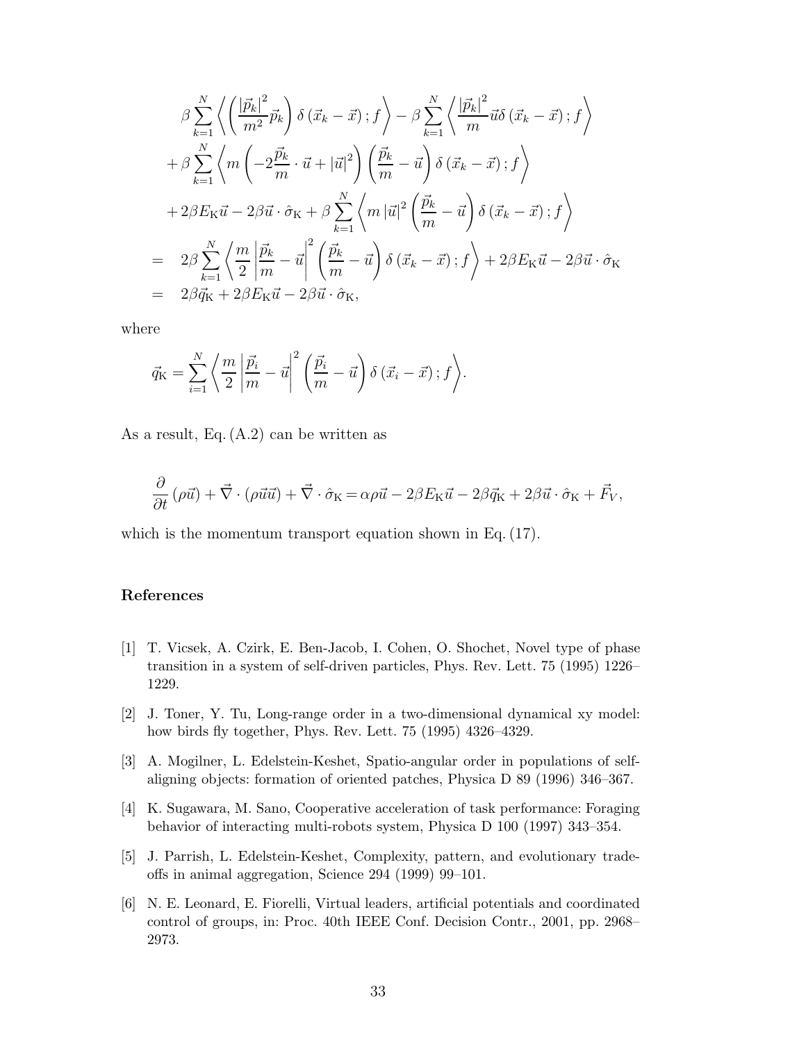$$
\begin{aligned}
&\beta \sum_{k=1}^{N} \left\langle \left( \frac{|\vec{p}_k|^2}{m^2} \vec{p}_k \right) \delta\left(\vec{x}_k - \vec{x}\right); f \right\rangle - \beta \sum_{k=1}^{N} \left\langle \frac{|\vec{p}_k|^2}{m} \vec{u} \delta\left(\vec{x}_k - \vec{x}\right); f \right\rangle \\
&+ \beta \sum_{k=1}^{N} \left\langle m \left( -2 \frac{\vec{p}_k}{m} \cdot \vec{u} + |\vec{u}|^2 \right) \left( \frac{\vec{p}_k}{m} - \vec{u} \right) \delta\left(\vec{x}_k - \vec{x}\right); f \right\rangle \\
&+ 2\beta E_{\mathrm{K}} \vec{u} - 2\beta \vec{u} \cdot \hat{\sigma}_{\mathrm{K}} + \beta \sum_{k=1}^{N} \left\langle m \, |\vec{u}|^2 \left( \frac{\vec{p}_k}{m} - \vec{u} \right) \delta\left(\vec{x}_k - \vec{x}\right); f \right\rangle \\
= \;& 2\beta \sum_{k=1}^{N} \left\langle \frac{m}{2} \left| \frac{\vec{p}_k}{m} - \vec{u} \right|^2 \left( \frac{\vec{p}_k}{m} - \vec{u} \right) \delta\left(\vec{x}_k - \vec{x}\right); f \right\rangle + 2\beta E_{\mathrm{K}} \vec{u} - 2\beta \vec{u} \cdot \hat{\sigma}_{\mathrm{K}} \\
= \;& 2\beta \vec{q}_{\mathrm{K}} + 2\beta E_{\mathrm{K}} \vec{u} - 2\beta \vec{u} \cdot \hat{\sigma}_{\mathrm{K}},
\end{aligned}
$$

where

$$
\vec{q}_{\mathrm{K}} = \sum_{i=1}^{N} \left\langle \frac{m}{2} \left| \frac{\vec{p}_i}{m} - \vec{u} \right|^2 \left( \frac{\vec{p}_i}{m} - \vec{u} \right) \delta\left(\vec{x}_i - \vec{x}\right); f \right\rangle.
$$

As a result, Eq. (A.2) can be written as

$$
\frac{\partial}{\partial t}\left(\rho \vec{u}\right) + \vec{\nabla} \cdot \left(\rho \vec{u} \vec{u}\right) + \vec{\nabla} \cdot \hat{\sigma}_{\mathrm{K}} = \alpha \rho \vec{u} - 2\beta E_{\mathrm{K}} \vec{u} - 2\beta \vec{q}_{\mathrm{K}} + 2\beta \vec{u} \cdot \hat{\sigma}_{\mathrm{K}} + \vec{F}_V,
$$

which is the momentum transport equation shown in Eq. (17).

## References

[1] T. Vicsek, A. Czirk, E. Ben-Jacob, I. Cohen, O. Shochet, Novel type of phase transition in a system of self-driven particles, Phys. Rev. Lett. 75 (1995) 1226–1229.

[2] J. Toner, Y. Tu, Long-range order in a two-dimensional dynamical xy model: how birds fly together, Phys. Rev. Lett. 75 (1995) 4326–4329.

[3] A. Mogilner, L. Edelstein-Keshet, Spatio-angular order in populations of self-aligning objects: formation of oriented patches, Physica D 89 (1996) 346–367.

[4] K. Sugawara, M. Sano, Cooperative acceleration of task performance: Foraging behavior of interacting multi-robots system, Physica D 100 (1997) 343–354.

[5] J. Parrish, L. Edelstein-Keshet, Complexity, pattern, and evolutionary trade-offs in animal aggregation, Science 294 (1999) 99–101.

[6] N. E. Leonard, E. Fiorelli, Virtual leaders, artificial potentials and coordinated control of groups, in: Proc. 40th IEEE Conf. Decision Contr., 2001, pp. 2968–2973.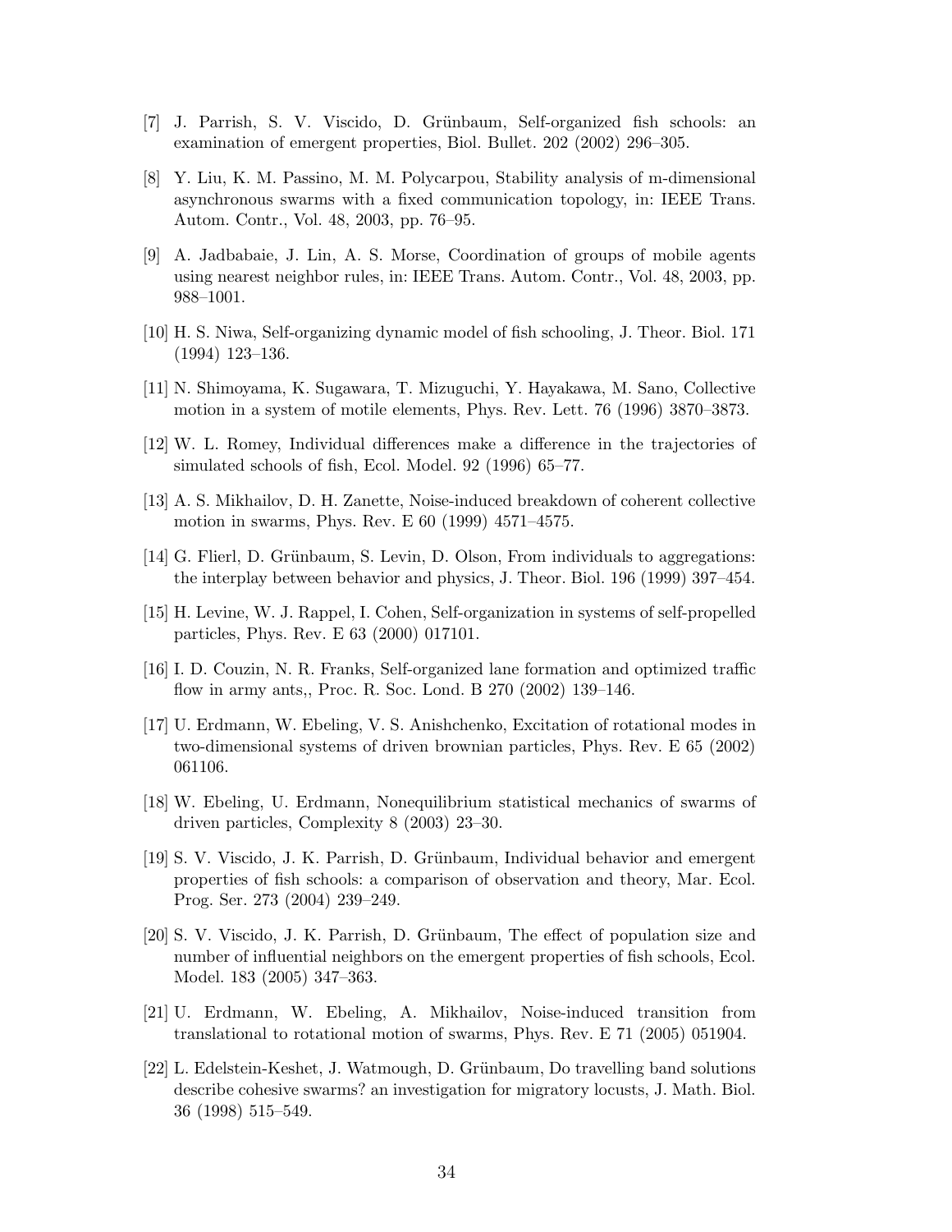[7] J. Parrish, S. V. Viscido, D. Grünbaum, Self-organized fish schools: an examination of emergent properties, Biol. Bullet. 202 (2002) 296–305.

[8] Y. Liu, K. M. Passino, M. M. Polycarpou, Stability analysis of m-dimensional asynchronous swarms with a fixed communication topology, in: IEEE Trans. Autom. Contr., Vol. 48, 2003, pp. 76–95.

[9] A. Jadbabaie, J. Lin, A. S. Morse, Coordination of groups of mobile agents using nearest neighbor rules, in: IEEE Trans. Autom. Contr., Vol. 48, 2003, pp. 988–1001.

[10] H. S. Niwa, Self-organizing dynamic model of fish schooling, J. Theor. Biol. 171 (1994) 123–136.

[11] N. Shimoyama, K. Sugawara, T. Mizuguchi, Y. Hayakawa, M. Sano, Collective motion in a system of motile elements, Phys. Rev. Lett. 76 (1996) 3870–3873.

[12] W. L. Romey, Individual differences make a difference in the trajectories of simulated schools of fish, Ecol. Model. 92 (1996) 65–77.

[13] A. S. Mikhailov, D. H. Zanette, Noise-induced breakdown of coherent collective motion in swarms, Phys. Rev. E 60 (1999) 4571–4575.

[14] G. Flierl, D. Grünbaum, S. Levin, D. Olson, From individuals to aggregations: the interplay between behavior and physics, J. Theor. Biol. 196 (1999) 397–454.

[15] H. Levine, W. J. Rappel, I. Cohen, Self-organization in systems of self-propelled particles, Phys. Rev. E 63 (2000) 017101.

[16] I. D. Couzin, N. R. Franks, Self-organized lane formation and optimized traffic flow in army ants,, Proc. R. Soc. Lond. B 270 (2002) 139–146.

[17] U. Erdmann, W. Ebeling, V. S. Anishchenko, Excitation of rotational modes in two-dimensional systems of driven brownian particles, Phys. Rev. E 65 (2002) 061106.

[18] W. Ebeling, U. Erdmann, Nonequilibrium statistical mechanics of swarms of driven particles, Complexity 8 (2003) 23–30.

[19] S. V. Viscido, J. K. Parrish, D. Grünbaum, Individual behavior and emergent properties of fish schools: a comparison of observation and theory, Mar. Ecol. Prog. Ser. 273 (2004) 239–249.

[20] S. V. Viscido, J. K. Parrish, D. Grünbaum, The effect of population size and number of influential neighbors on the emergent properties of fish schools, Ecol. Model. 183 (2005) 347–363.

[21] U. Erdmann, W. Ebeling, A. Mikhailov, Noise-induced transition from translational to rotational motion of swarms, Phys. Rev. E 71 (2005) 051904.

[22] L. Edelstein-Keshet, J. Watmough, D. Grünbaum, Do travelling band solutions describe cohesive swarms? an investigation for migratory locusts, J. Math. Biol. 36 (1998) 515–549.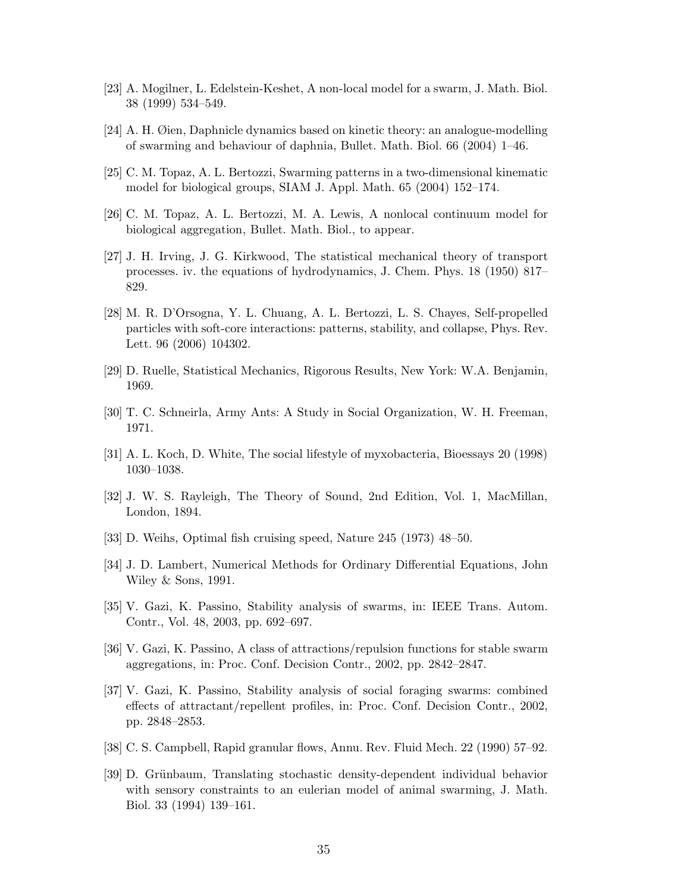[23] A. Mogilner, L. Edelstein-Keshet, A non-local model for a swarm, J. Math. Biol. 38 (1999) 534–549.

[24] A. H. Øien, Daphnicle dynamics based on kinetic theory: an analogue-modelling of swarming and behaviour of daphnia, Bullet. Math. Biol. 66 (2004) 1–46.

[25] C. M. Topaz, A. L. Bertozzi, Swarming patterns in a two-dimensional kinematic model for biological groups, SIAM J. Appl. Math. 65 (2004) 152–174.

[26] C. M. Topaz, A. L. Bertozzi, M. A. Lewis, A nonlocal continuum model for biological aggregation, Bullet. Math. Biol., to appear.

[27] J. H. Irving, J. G. Kirkwood, The statistical mechanical theory of transport processes. iv. the equations of hydrodynamics, J. Chem. Phys. 18 (1950) 817–829.

[28] M. R. D'Orsogna, Y. L. Chuang, A. L. Bertozzi, L. S. Chayes, Self-propelled particles with soft-core interactions: patterns, stability, and collapse, Phys. Rev. Lett. 96 (2006) 104302.

[29] D. Ruelle, Statistical Mechanics, Rigorous Results, New York: W.A. Benjamin, 1969.

[30] T. C. Schneirla, Army Ants: A Study in Social Organization, W. H. Freeman, 1971.

[31] A. L. Koch, D. White, The social lifestyle of myxobacteria, Bioessays 20 (1998) 1030–1038.

[32] J. W. S. Rayleigh, The Theory of Sound, 2nd Edition, Vol. 1, MacMillan, London, 1894.

[33] D. Weihs, Optimal fish cruising speed, Nature 245 (1973) 48–50.

[34] J. D. Lambert, Numerical Methods for Ordinary Differential Equations, John Wiley & Sons, 1991.

[35] V. Gazi, K. Passino, Stability analysis of swarms, in: IEEE Trans. Autom. Contr., Vol. 48, 2003, pp. 692–697.

[36] V. Gazi, K. Passino, A class of attractions/repulsion functions for stable swarm aggregations, in: Proc. Conf. Decision Contr., 2002, pp. 2842–2847.

[37] V. Gazi, K. Passino, Stability analysis of social foraging swarms: combined effects of attractant/repellent profiles, in: Proc. Conf. Decision Contr., 2002, pp. 2848–2853.

[38] C. S. Campbell, Rapid granular flows, Annu. Rev. Fluid Mech. 22 (1990) 57–92.

[39] D. Grünbaum, Translating stochastic density-dependent individual behavior with sensory constraints to an eulerian model of animal swarming, J. Math. Biol. 33 (1994) 139–161.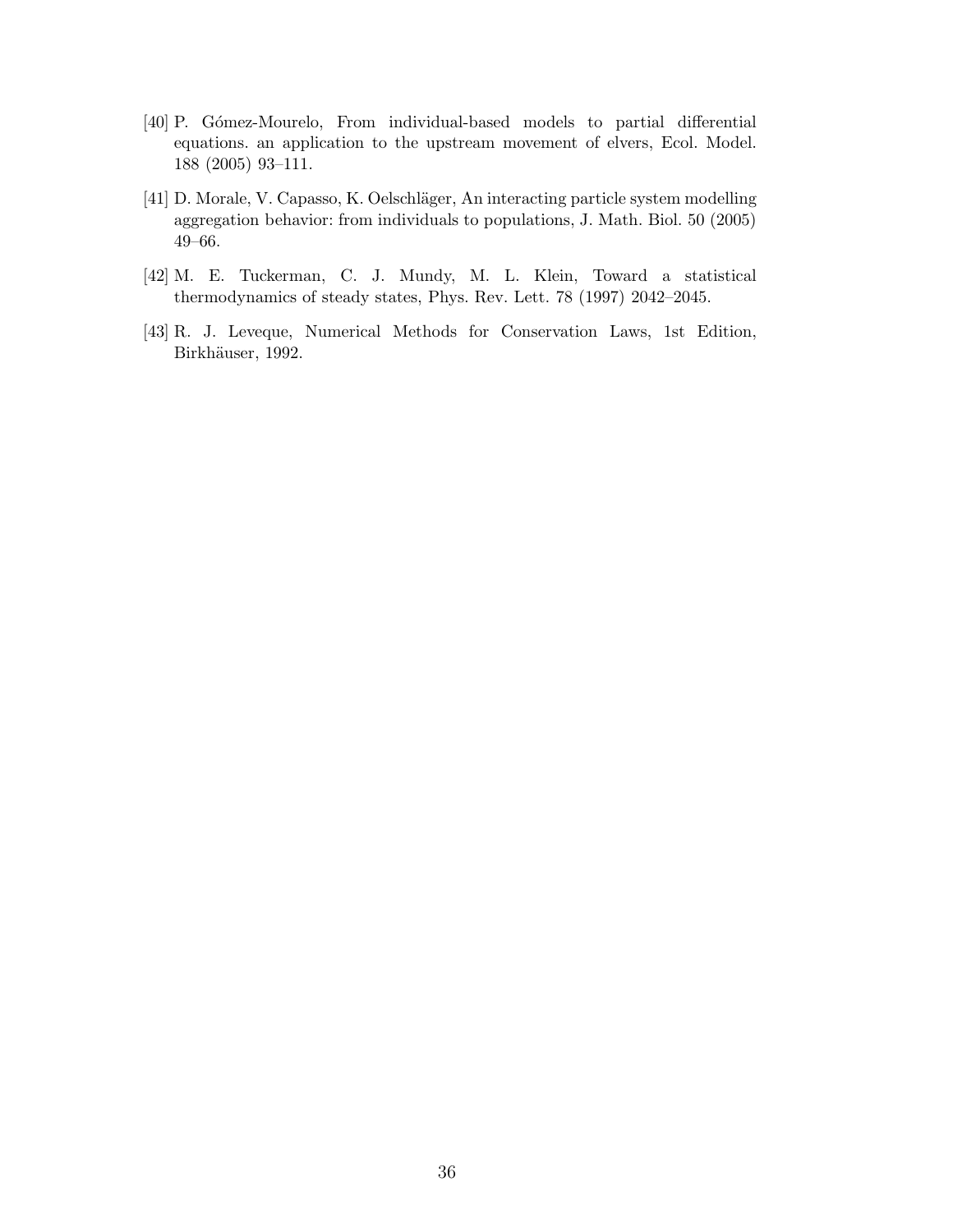[40] P. Gómez-Mourelo, From individual-based models to partial differential equations. an application to the upstream movement of elvers, Ecol. Model. 188 (2005) 93–111.

[41] D. Morale, V. Capasso, K. Oelschläger, An interacting particle system modelling aggregation behavior: from individuals to populations, J. Math. Biol. 50 (2005) 49–66.

[42] M. E. Tuckerman, C. J. Mundy, M. L. Klein, Toward a statistical thermodynamics of steady states, Phys. Rev. Lett. 78 (1997) 2042–2045.

[43] R. J. Leveque, Numerical Methods for Conservation Laws, 1st Edition, Birkhäuser, 1992.